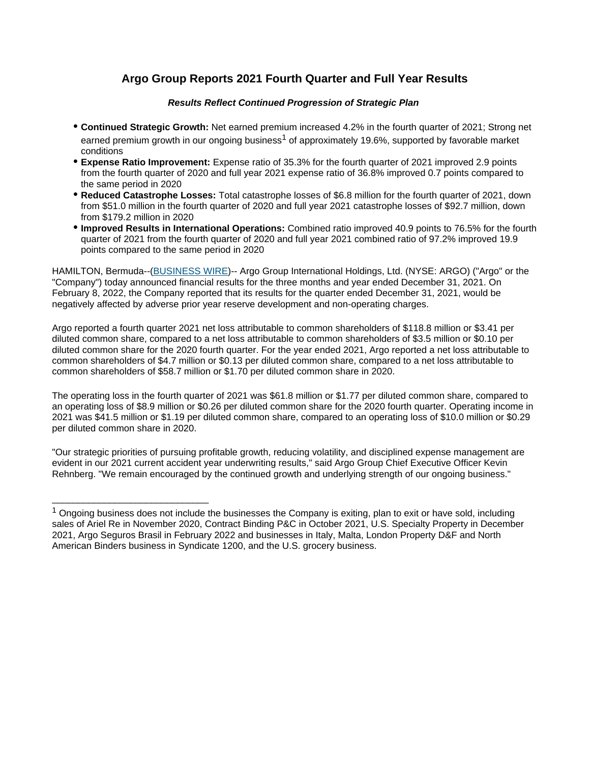# Argo Group Reports 2021 Fourth Quarter and Full Year Results

***Results Reflect Continued Progression of Strategic Plan***

- **Continued Strategic Growth:** Net earned premium increased 4.2% in the fourth quarter of 2021; Strong net earned premium growth in our ongoing business[1] of approximately 19.6%, supported by favorable market conditions
- **Expense Ratio Improvement:** Expense ratio of 35.3% for the fourth quarter of 2021 improved 2.9 points from the fourth quarter of 2020 and full year 2021 expense ratio of 36.8% improved 0.7 points compared to the same period in 2020
- **Reduced Catastrophe Losses:** Total catastrophe losses of $6.8 million for the fourth quarter of 2021, down from $51.0 million in the fourth quarter of 2020 and full year 2021 catastrophe losses of $92.7 million, down from $179.2 million in 2020
- **Improved Results in International Operations:** Combined ratio improved 40.9 points to 76.5% for the fourth quarter of 2021 from the fourth quarter of 2020 and full year 2021 combined ratio of 97.2% improved 19.9 points compared to the same period in 2020

HAMILTON, Bermuda--(BUSINESS WIRE)-- Argo Group International Holdings, Ltd. (NYSE: ARGO) ("Argo" or the "Company") today announced financial results for the three months and year ended December 31, 2021. On February 8, 2022, the Company reported that its results for the quarter ended December 31, 2021, would be negatively affected by adverse prior year reserve development and non-operating charges.

Argo reported a fourth quarter 2021 net loss attributable to common shareholders of $118.8 million or $3.41 per diluted common share, compared to a net loss attributable to common shareholders of $3.5 million or $0.10 per diluted common share for the 2020 fourth quarter. For the year ended 2021, Argo reported a net loss attributable to common shareholders of $4.7 million or $0.13 per diluted common share, compared to a net loss attributable to common shareholders of $58.7 million or $1.70 per diluted common share in 2020.

The operating loss in the fourth quarter of 2021 was $61.8 million or $1.77 per diluted common share, compared to an operating loss of $8.9 million or $0.26 per diluted common share for the 2020 fourth quarter. Operating income in 2021 was $41.5 million or $1.19 per diluted common share, compared to an operating loss of $10.0 million or $0.29 per diluted common share in 2020.

"Our strategic priorities of pursuing profitable growth, reducing volatility, and disciplined expense management are evident in our 2021 current accident year underwriting results," said Argo Group Chief Executive Officer Kevin Rehnberg. "We remain encouraged by the continued growth and underlying strength of our ongoing business."

______________________________

[1] Ongoing business does not include the businesses the Company is exiting, plan to exit or have sold, including sales of Ariel Re in November 2020, Contract Binding P&C in October 2021, U.S. Specialty Property in December 2021, Argo Seguros Brasil in February 2022 and businesses in Italy, Malta, London Property D&F and North American Binders business in Syndicate 1200, and the U.S. grocery business.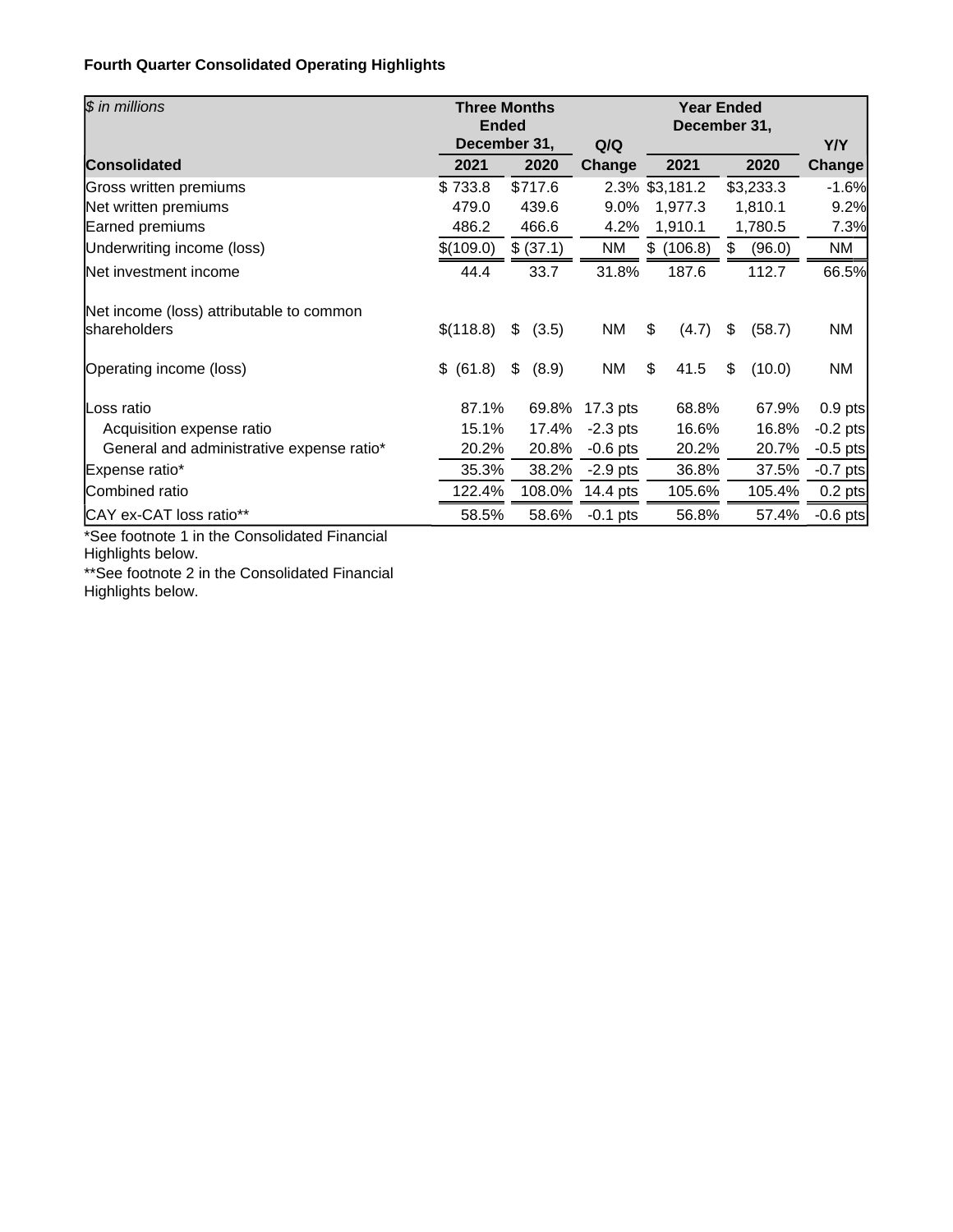**Fourth Quarter Consolidated Operating Highlights**

| *$ in millions* | Three Months Ended December 31, | | Q/Q | Year Ended December 31, | | Y/Y |
|---|---|---|---|---|---|---|
| **Consolidated** | **2021** | **2020** | **Change** | **2021** | **2020** | **Change** |
| Gross written premiums | $ 733.8 | $717.6 | 2.3% | $3,181.2 | $3,233.3 | -1.6% |
| Net written premiums | 479.0 | 439.6 | 9.0% | 1,977.3 | 1,810.1 | 9.2% |
| Earned premiums | 486.2 | 466.6 | 4.2% | 1,910.1 | 1,780.5 | 7.3% |
| Underwriting income (loss) | $(109.0) | $ (37.1) | NM | $ (106.8) | $ (96.0) | NM |
| Net investment income | 44.4 | 33.7 | 31.8% | 187.6 | 112.7 | 66.5% |
| Net income (loss) attributable to common shareholders | $(118.8) | $ (3.5) | NM | $ (4.7) | $ (58.7) | NM |
| Operating income (loss) | $ (61.8) | $ (8.9) | NM | $ 41.5 | $ (10.0) | NM |
| Loss ratio | 87.1% | 69.8% | 17.3 pts | 68.8% | 67.9% | 0.9 pts |
| Acquisition expense ratio | 15.1% | 17.4% | -2.3 pts | 16.6% | 16.8% | -0.2 pts |
| General and administrative expense ratio* | 20.2% | 20.8% | -0.6 pts | 20.2% | 20.7% | -0.5 pts |
| Expense ratio* | 35.3% | 38.2% | -2.9 pts | 36.8% | 37.5% | -0.7 pts |
| Combined ratio | 122.4% | 108.0% | 14.4 pts | 105.6% | 105.4% | 0.2 pts |
| CAY ex-CAT loss ratio** | 58.5% | 58.6% | -0.1 pts | 56.8% | 57.4% | -0.6 pts |

*See footnote 1 in the Consolidated Financial Highlights below.

**See footnote 2 in the Consolidated Financial Highlights below.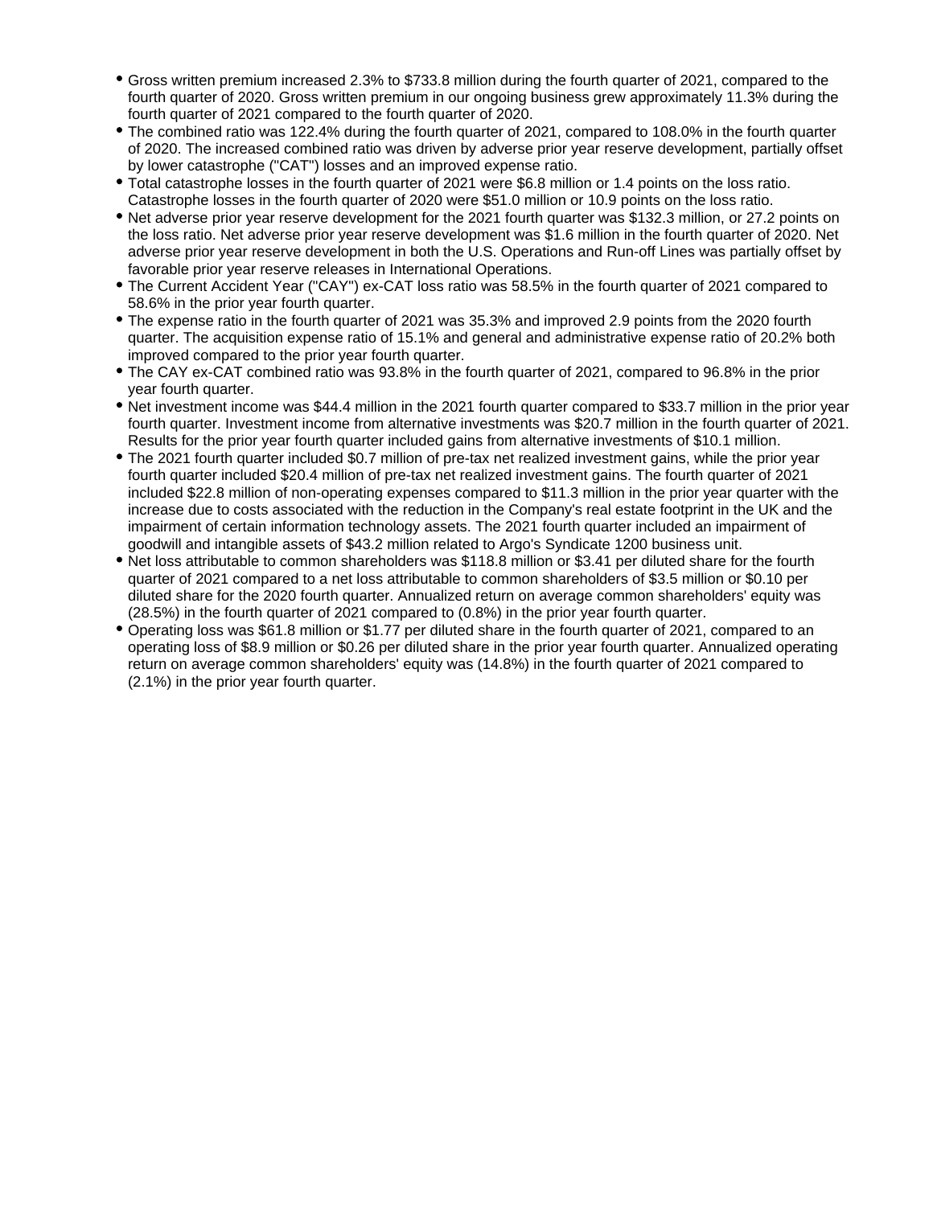- Gross written premium increased 2.3% to $733.8 million during the fourth quarter of 2021, compared to the fourth quarter of 2020. Gross written premium in our ongoing business grew approximately 11.3% during the fourth quarter of 2021 compared to the fourth quarter of 2020.
- The combined ratio was 122.4% during the fourth quarter of 2021, compared to 108.0% in the fourth quarter of 2020. The increased combined ratio was driven by adverse prior year reserve development, partially offset by lower catastrophe ("CAT") losses and an improved expense ratio.
- Total catastrophe losses in the fourth quarter of 2021 were $6.8 million or 1.4 points on the loss ratio. Catastrophe losses in the fourth quarter of 2020 were $51.0 million or 10.9 points on the loss ratio.
- Net adverse prior year reserve development for the 2021 fourth quarter was $132.3 million, or 27.2 points on the loss ratio. Net adverse prior year reserve development was $1.6 million in the fourth quarter of 2020. Net adverse prior year reserve development in both the U.S. Operations and Run-off Lines was partially offset by favorable prior year reserve releases in International Operations.
- The Current Accident Year ("CAY") ex-CAT loss ratio was 58.5% in the fourth quarter of 2021 compared to 58.6% in the prior year fourth quarter.
- The expense ratio in the fourth quarter of 2021 was 35.3% and improved 2.9 points from the 2020 fourth quarter. The acquisition expense ratio of 15.1% and general and administrative expense ratio of 20.2% both improved compared to the prior year fourth quarter.
- The CAY ex-CAT combined ratio was 93.8% in the fourth quarter of 2021, compared to 96.8% in the prior year fourth quarter.
- Net investment income was $44.4 million in the 2021 fourth quarter compared to $33.7 million in the prior year fourth quarter. Investment income from alternative investments was $20.7 million in the fourth quarter of 2021. Results for the prior year fourth quarter included gains from alternative investments of $10.1 million.
- The 2021 fourth quarter included $0.7 million of pre-tax net realized investment gains, while the prior year fourth quarter included $20.4 million of pre-tax net realized investment gains. The fourth quarter of 2021 included $22.8 million of non-operating expenses compared to $11.3 million in the prior year quarter with the increase due to costs associated with the reduction in the Company's real estate footprint in the UK and the impairment of certain information technology assets. The 2021 fourth quarter included an impairment of goodwill and intangible assets of $43.2 million related to Argo's Syndicate 1200 business unit.
- Net loss attributable to common shareholders was $118.8 million or $3.41 per diluted share for the fourth quarter of 2021 compared to a net loss attributable to common shareholders of $3.5 million or $0.10 per diluted share for the 2020 fourth quarter. Annualized return on average common shareholders' equity was (28.5%) in the fourth quarter of 2021 compared to (0.8%) in the prior year fourth quarter.
- Operating loss was $61.8 million or $1.77 per diluted share in the fourth quarter of 2021, compared to an operating loss of $8.9 million or $0.26 per diluted share in the prior year fourth quarter. Annualized operating return on average common shareholders' equity was (14.8%) in the fourth quarter of 2021 compared to (2.1%) in the prior year fourth quarter.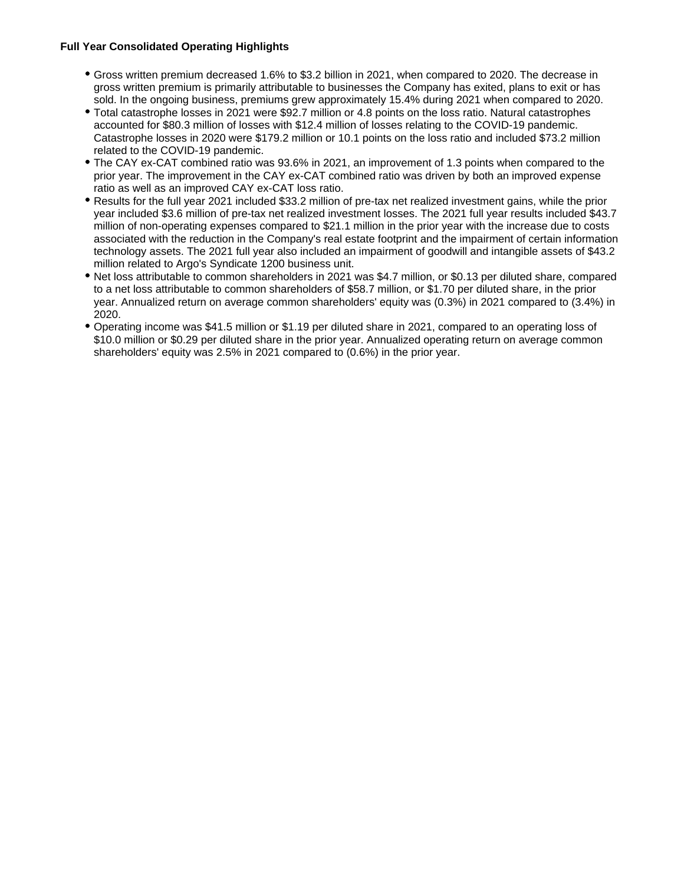**Full Year Consolidated Operating Highlights**

- Gross written premium decreased 1.6% to $3.2 billion in 2021, when compared to 2020. The decrease in gross written premium is primarily attributable to businesses the Company has exited, plans to exit or has sold. In the ongoing business, premiums grew approximately 15.4% during 2021 when compared to 2020.
- Total catastrophe losses in 2021 were $92.7 million or 4.8 points on the loss ratio. Natural catastrophes accounted for $80.3 million of losses with $12.4 million of losses relating to the COVID-19 pandemic. Catastrophe losses in 2020 were $179.2 million or 10.1 points on the loss ratio and included $73.2 million related to the COVID-19 pandemic.
- The CAY ex-CAT combined ratio was 93.6% in 2021, an improvement of 1.3 points when compared to the prior year. The improvement in the CAY ex-CAT combined ratio was driven by both an improved expense ratio as well as an improved CAY ex-CAT loss ratio.
- Results for the full year 2021 included $33.2 million of pre-tax net realized investment gains, while the prior year included $3.6 million of pre-tax net realized investment losses. The 2021 full year results included $43.7 million of non-operating expenses compared to $21.1 million in the prior year with the increase due to costs associated with the reduction in the Company's real estate footprint and the impairment of certain information technology assets. The 2021 full year also included an impairment of goodwill and intangible assets of $43.2 million related to Argo's Syndicate 1200 business unit.
- Net loss attributable to common shareholders in 2021 was $4.7 million, or $0.13 per diluted share, compared to a net loss attributable to common shareholders of $58.7 million, or $1.70 per diluted share, in the prior year. Annualized return on average common shareholders' equity was (0.3%) in 2021 compared to (3.4%) in 2020.
- Operating income was $41.5 million or $1.19 per diluted share in 2021, compared to an operating loss of $10.0 million or $0.29 per diluted share in the prior year. Annualized operating return on average common shareholders' equity was 2.5% in 2021 compared to (0.6%) in the prior year.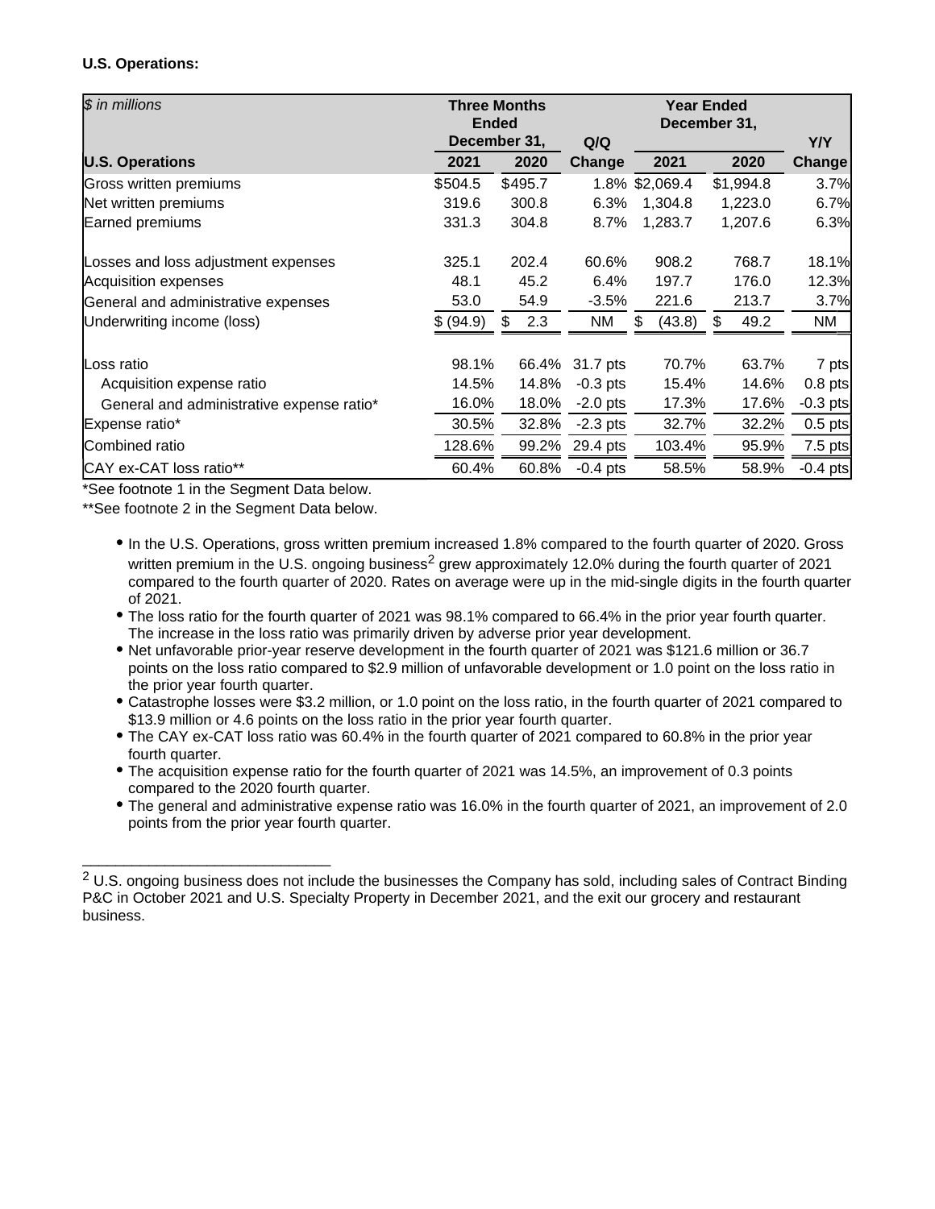**U.S. Operations:**

| *$ in millions* | Three Months Ended December 31, | | Q/Q | Year Ended December 31, | | Y/Y |
|---|---|---|---|---|---|---|
| **U.S. Operations** | **2021** | **2020** | **Change** | **2021** | **2020** | **Change** |
| Gross written premiums | $504.5 | $495.7 | 1.8% | $2,069.4 | $1,994.8 | 3.7% |
| Net written premiums | 319.6 | 300.8 | 6.3% | 1,304.8 | 1,223.0 | 6.7% |
| Earned premiums | 331.3 | 304.8 | 8.7% | 1,283.7 | 1,207.6 | 6.3% |
| | | | | | | |
| Losses and loss adjustment expenses | 325.1 | 202.4 | 60.6% | 908.2 | 768.7 | 18.1% |
| Acquisition expenses | 48.1 | 45.2 | 6.4% | 197.7 | 176.0 | 12.3% |
| General and administrative expenses | 53.0 | 54.9 | -3.5% | 221.6 | 213.7 | 3.7% |
| Underwriting income (loss) | $ (94.9) | $ 2.3 | NM | $ (43.8) | $ 49.2 | NM |
| | | | | | | |
| Loss ratio | 98.1% | 66.4% | 31.7 pts | 70.7% | 63.7% | 7 pts |
| Acquisition expense ratio | 14.5% | 14.8% | -0.3 pts | 15.4% | 14.6% | 0.8 pts |
| General and administrative expense ratio* | 16.0% | 18.0% | -2.0 pts | 17.3% | 17.6% | -0.3 pts |
| Expense ratio* | 30.5% | 32.8% | -2.3 pts | 32.7% | 32.2% | 0.5 pts |
| Combined ratio | 128.6% | 99.2% | 29.4 pts | 103.4% | 95.9% | 7.5 pts |
| CAY ex-CAT loss ratio** | 60.4% | 60.8% | -0.4 pts | 58.5% | 58.9% | -0.4 pts |

*See footnote 1 in the Segment Data below.

**See footnote 2 in the Segment Data below.

- In the U.S. Operations, gross written premium increased 1.8% compared to the fourth quarter of 2020. Gross written premium in the U.S. ongoing business[2] grew approximately 12.0% during the fourth quarter of 2021 compared to the fourth quarter of 2020. Rates on average were up in the mid-single digits in the fourth quarter of 2021.
- The loss ratio for the fourth quarter of 2021 was 98.1% compared to 66.4% in the prior year fourth quarter. The increase in the loss ratio was primarily driven by adverse prior year development.
- Net unfavorable prior-year reserve development in the fourth quarter of 2021 was $121.6 million or 36.7 points on the loss ratio compared to $2.9 million of unfavorable development or 1.0 point on the loss ratio in the prior year fourth quarter.
- Catastrophe losses were $3.2 million, or 1.0 point on the loss ratio, in the fourth quarter of 2021 compared to $13.9 million or 4.6 points on the loss ratio in the prior year fourth quarter.
- The CAY ex-CAT loss ratio was 60.4% in the fourth quarter of 2021 compared to 60.8% in the prior year fourth quarter.
- The acquisition expense ratio for the fourth quarter of 2021 was 14.5%, an improvement of 0.3 points compared to the 2020 fourth quarter.
- The general and administrative expense ratio was 16.0% in the fourth quarter of 2021, an improvement of 2.0 points from the prior year fourth quarter.

______________________________

[2] U.S. ongoing business does not include the businesses the Company has sold, including sales of Contract Binding P&C in October 2021 and U.S. Specialty Property in December 2021, and the exit our grocery and restaurant business.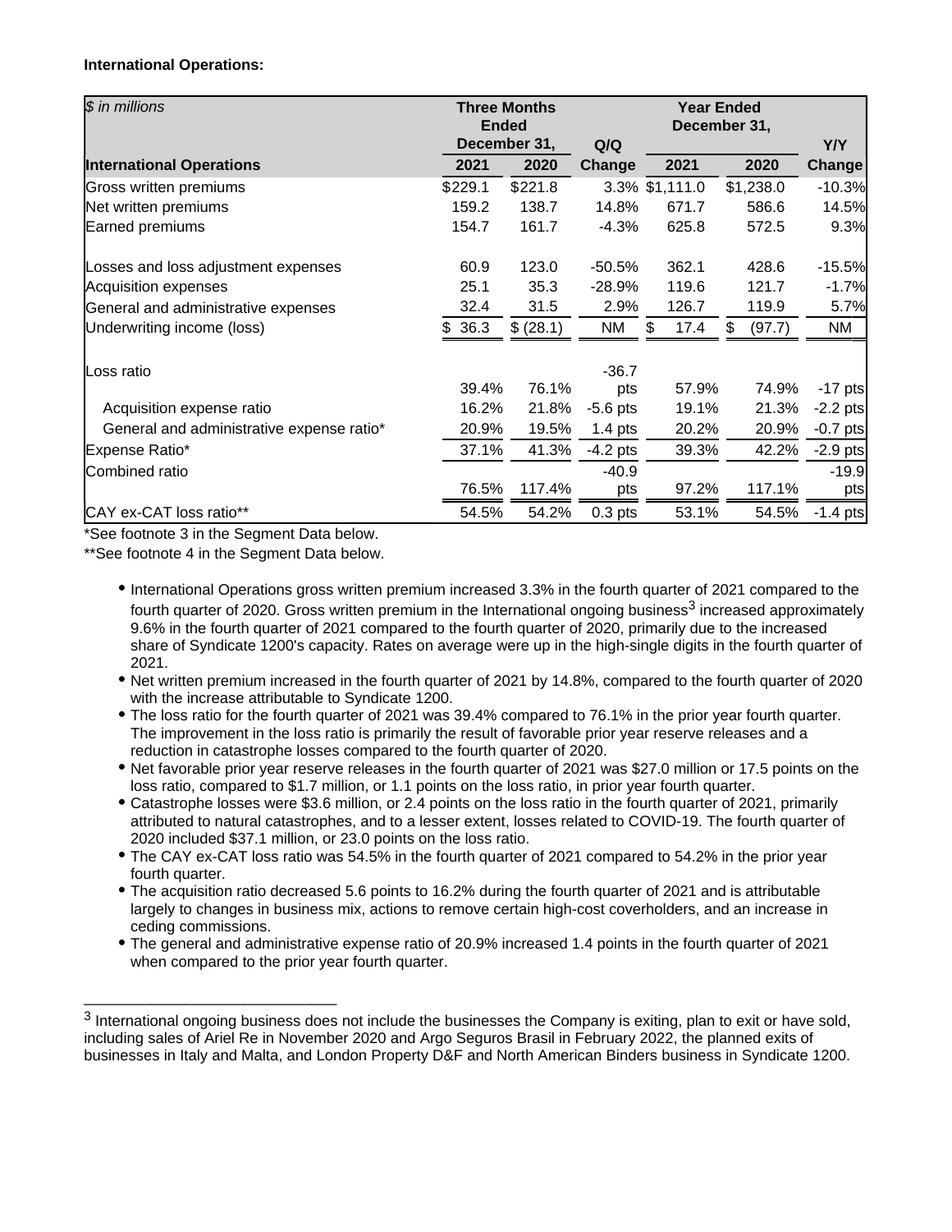**International Operations:**

| *$ in millions* | Three Months Ended December 31, | | Q/Q | Year Ended December 31, | | Y/Y |
|---|---|---|---|---|---|---|
| **International Operations** | **2021** | **2020** | **Change** | **2021** | **2020** | **Change** |
| Gross written premiums | $229.1 | $221.8 | 3.3% | $1,111.0 | $1,238.0 | -10.3% |
| Net written premiums | 159.2 | 138.7 | 14.8% | 671.7 | 586.6 | 14.5% |
| Earned premiums | 154.7 | 161.7 | -4.3% | 625.8 | 572.5 | 9.3% |
| | | | | | | |
| Losses and loss adjustment expenses | 60.9 | 123.0 | -50.5% | 362.1 | 428.6 | -15.5% |
| Acquisition expenses | 25.1 | 35.3 | -28.9% | 119.6 | 121.7 | -1.7% |
| General and administrative expenses | 32.4 | 31.5 | 2.9% | 126.7 | 119.9 | 5.7% |
| Underwriting income (loss) | $ 36.3 | $ (28.1) | NM | $ 17.4 | $ (97.7) | NM |
| | | | | | | |
| Loss ratio | 39.4% | 76.1% | -36.7 pts | 57.9% | 74.9% | -17 pts |
| Acquisition expense ratio | 16.2% | 21.8% | -5.6 pts | 19.1% | 21.3% | -2.2 pts |
| General and administrative expense ratio* | 20.9% | 19.5% | 1.4 pts | 20.2% | 20.9% | -0.7 pts |
| Expense Ratio* | 37.1% | 41.3% | -4.2 pts | 39.3% | 42.2% | -2.9 pts |
| Combined ratio | 76.5% | 117.4% | -40.9 pts | 97.2% | 117.1% | -19.9 pts |
| CAY ex-CAT loss ratio** | 54.5% | 54.2% | 0.3 pts | 53.1% | 54.5% | -1.4 pts |

*See footnote 3 in the Segment Data below.

**See footnote 4 in the Segment Data below.

- International Operations gross written premium increased 3.3% in the fourth quarter of 2021 compared to the fourth quarter of 2020. Gross written premium in the International ongoing business[3] increased approximately 9.6% in the fourth quarter of 2021 compared to the fourth quarter of 2020, primarily due to the increased share of Syndicate 1200's capacity. Rates on average were up in the high-single digits in the fourth quarter of 2021.
- Net written premium increased in the fourth quarter of 2021 by 14.8%, compared to the fourth quarter of 2020 with the increase attributable to Syndicate 1200.
- The loss ratio for the fourth quarter of 2021 was 39.4% compared to 76.1% in the prior year fourth quarter. The improvement in the loss ratio is primarily the result of favorable prior year reserve releases and a reduction in catastrophe losses compared to the fourth quarter of 2020.
- Net favorable prior year reserve releases in the fourth quarter of 2021 was $27.0 million or 17.5 points on the loss ratio, compared to $1.7 million, or 1.1 points on the loss ratio, in prior year fourth quarter.
- Catastrophe losses were $3.6 million, or 2.4 points on the loss ratio in the fourth quarter of 2021, primarily attributed to natural catastrophes, and to a lesser extent, losses related to COVID-19. The fourth quarter of 2020 included $37.1 million, or 23.0 points on the loss ratio.
- The CAY ex-CAT loss ratio was 54.5% in the fourth quarter of 2021 compared to 54.2% in the prior year fourth quarter.
- The acquisition ratio decreased 5.6 points to 16.2% during the fourth quarter of 2021 and is attributable largely to changes in business mix, actions to remove certain high-cost coverholders, and an increase in ceding commissions.
- The general and administrative expense ratio of 20.9% increased 1.4 points in the fourth quarter of 2021 when compared to the prior year fourth quarter.

---

[3] International ongoing business does not include the businesses the Company is exiting, plan to exit or have sold, including sales of Ariel Re in November 2020 and Argo Seguros Brasil in February 2022, the planned exits of businesses in Italy and Malta, and London Property D&F and North American Binders business in Syndicate 1200.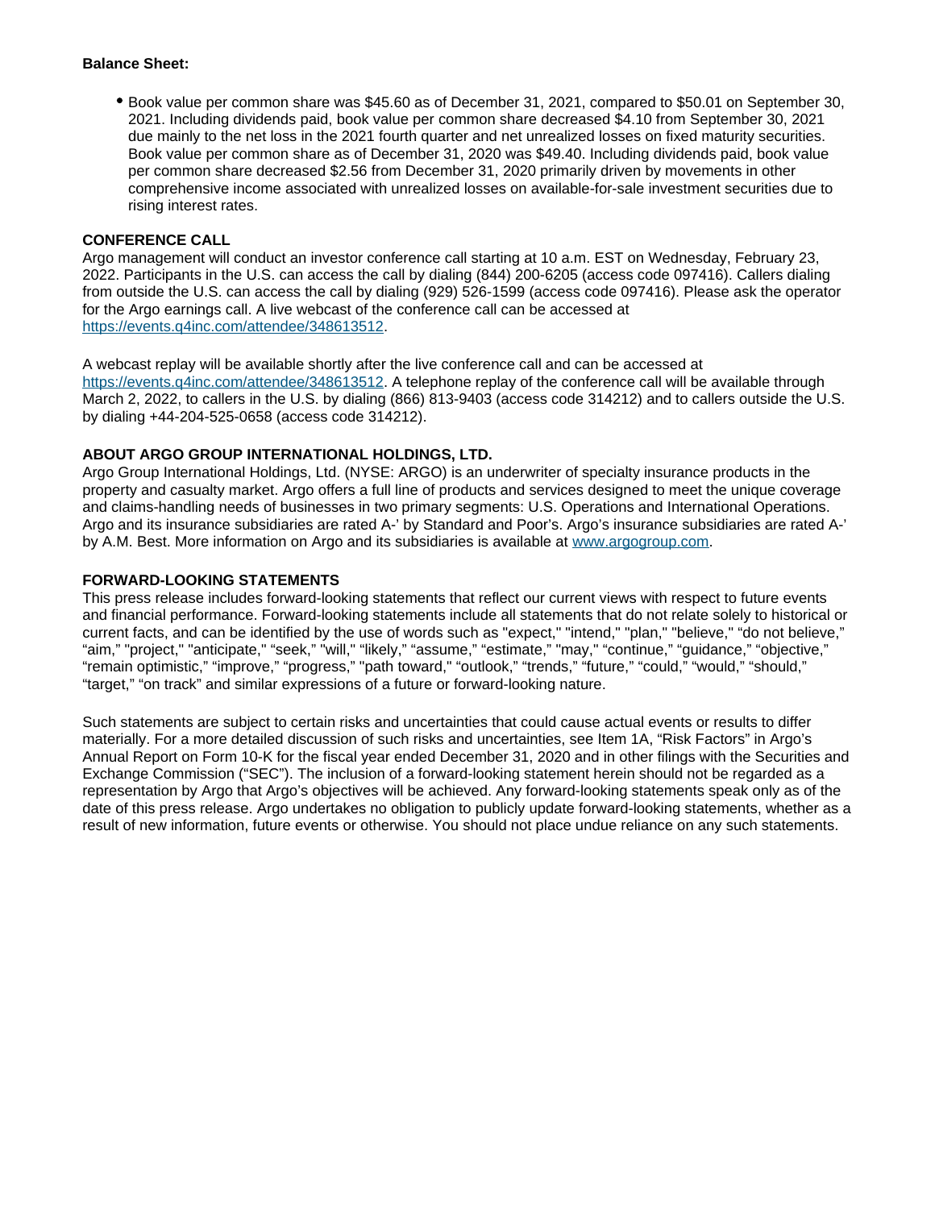**Balance Sheet:**

- Book value per common share was $45.60 as of December 31, 2021, compared to $50.01 on September 30, 2021. Including dividends paid, book value per common share decreased $4.10 from September 30, 2021 due mainly to the net loss in the 2021 fourth quarter and net unrealized losses on fixed maturity securities. Book value per common share as of December 31, 2020 was $49.40. Including dividends paid, book value per common share decreased $2.56 from December 31, 2020 primarily driven by movements in other comprehensive income associated with unrealized losses on available-for-sale investment securities due to rising interest rates.

**CONFERENCE CALL**

Argo management will conduct an investor conference call starting at 10 a.m. EST on Wednesday, February 23, 2022. Participants in the U.S. can access the call by dialing (844) 200-6205 (access code 097416). Callers dialing from outside the U.S. can access the call by dialing (929) 526-1599 (access code 097416). Please ask the operator for the Argo earnings call. A live webcast of the conference call can be accessed at https://events.q4inc.com/attendee/348613512.

A webcast replay will be available shortly after the live conference call and can be accessed at https://events.q4inc.com/attendee/348613512. A telephone replay of the conference call will be available through March 2, 2022, to callers in the U.S. by dialing (866) 813-9403 (access code 314212) and to callers outside the U.S. by dialing +44-204-525-0658 (access code 314212).

**ABOUT ARGO GROUP INTERNATIONAL HOLDINGS, LTD.**

Argo Group International Holdings, Ltd. (NYSE: ARGO) is an underwriter of specialty insurance products in the property and casualty market. Argo offers a full line of products and services designed to meet the unique coverage and claims-handling needs of businesses in two primary segments: U.S. Operations and International Operations. Argo and its insurance subsidiaries are rated A-' by Standard and Poor's. Argo's insurance subsidiaries are rated A-' by A.M. Best. More information on Argo and its subsidiaries is available at www.argogroup.com.

**FORWARD-LOOKING STATEMENTS**

This press release includes forward-looking statements that reflect our current views with respect to future events and financial performance. Forward-looking statements include all statements that do not relate solely to historical or current facts, and can be identified by the use of words such as "expect," "intend," "plan," "believe," "do not believe," "aim," "project," "anticipate," "seek," "will," "likely," "assume," "estimate," "may," "continue," "guidance," "objective," "remain optimistic," "improve," "progress," "path toward," "outlook," "trends," "future," "could," "would," "should," "target," "on track" and similar expressions of a future or forward-looking nature.

Such statements are subject to certain risks and uncertainties that could cause actual events or results to differ materially. For a more detailed discussion of such risks and uncertainties, see Item 1A, "Risk Factors" in Argo's Annual Report on Form 10-K for the fiscal year ended December 31, 2020 and in other filings with the Securities and Exchange Commission ("SEC"). The inclusion of a forward-looking statement herein should not be regarded as a representation by Argo that Argo's objectives will be achieved. Any forward-looking statements speak only as of the date of this press release. Argo undertakes no obligation to publicly update forward-looking statements, whether as a result of new information, future events or otherwise. You should not place undue reliance on any such statements.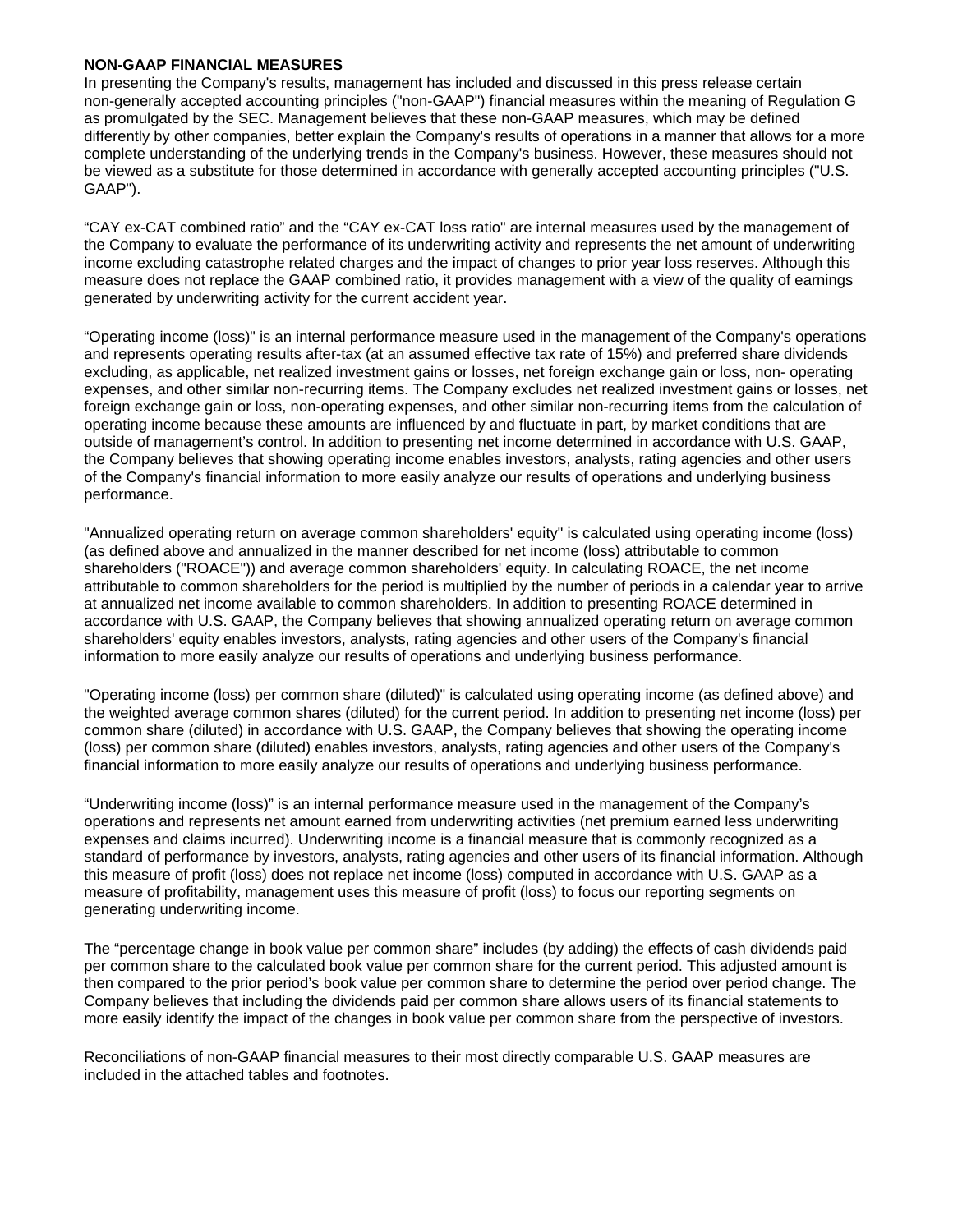**NON-GAAP FINANCIAL MEASURES**

In presenting the Company's results, management has included and discussed in this press release certain non-generally accepted accounting principles ("non-GAAP") financial measures within the meaning of Regulation G as promulgated by the SEC. Management believes that these non-GAAP measures, which may be defined differently by other companies, better explain the Company's results of operations in a manner that allows for a more complete understanding of the underlying trends in the Company's business. However, these measures should not be viewed as a substitute for those determined in accordance with generally accepted accounting principles ("U.S. GAAP").

“CAY ex-CAT combined ratio” and the “CAY ex-CAT loss ratio" are internal measures used by the management of the Company to evaluate the performance of its underwriting activity and represents the net amount of underwriting income excluding catastrophe related charges and the impact of changes to prior year loss reserves. Although this measure does not replace the GAAP combined ratio, it provides management with a view of the quality of earnings generated by underwriting activity for the current accident year.

“Operating income (loss)" is an internal performance measure used in the management of the Company's operations and represents operating results after-tax (at an assumed effective tax rate of 15%) and preferred share dividends excluding, as applicable, net realized investment gains or losses, net foreign exchange gain or loss, non- operating expenses, and other similar non-recurring items. The Company excludes net realized investment gains or losses, net foreign exchange gain or loss, non-operating expenses, and other similar non-recurring items from the calculation of operating income because these amounts are influenced by and fluctuate in part, by market conditions that are outside of management’s control. In addition to presenting net income determined in accordance with U.S. GAAP, the Company believes that showing operating income enables investors, analysts, rating agencies and other users of the Company's financial information to more easily analyze our results of operations and underlying business performance.

"Annualized operating return on average common shareholders' equity" is calculated using operating income (loss) (as defined above and annualized in the manner described for net income (loss) attributable to common shareholders ("ROACE")) and average common shareholders' equity. In calculating ROACE, the net income attributable to common shareholders for the period is multiplied by the number of periods in a calendar year to arrive at annualized net income available to common shareholders. In addition to presenting ROACE determined in accordance with U.S. GAAP, the Company believes that showing annualized operating return on average common shareholders' equity enables investors, analysts, rating agencies and other users of the Company's financial information to more easily analyze our results of operations and underlying business performance.

"Operating income (loss) per common share (diluted)" is calculated using operating income (as defined above) and the weighted average common shares (diluted) for the current period. In addition to presenting net income (loss) per common share (diluted) in accordance with U.S. GAAP, the Company believes that showing the operating income (loss) per common share (diluted) enables investors, analysts, rating agencies and other users of the Company's financial information to more easily analyze our results of operations and underlying business performance.

“Underwriting income (loss)” is an internal performance measure used in the management of the Company’s operations and represents net amount earned from underwriting activities (net premium earned less underwriting expenses and claims incurred). Underwriting income is a financial measure that is commonly recognized as a standard of performance by investors, analysts, rating agencies and other users of its financial information. Although this measure of profit (loss) does not replace net income (loss) computed in accordance with U.S. GAAP as a measure of profitability, management uses this measure of profit (loss) to focus our reporting segments on generating underwriting income.

The “percentage change in book value per common share” includes (by adding) the effects of cash dividends paid per common share to the calculated book value per common share for the current period. This adjusted amount is then compared to the prior period’s book value per common share to determine the period over period change. The Company believes that including the dividends paid per common share allows users of its financial statements to more easily identify the impact of the changes in book value per common share from the perspective of investors.

Reconciliations of non-GAAP financial measures to their most directly comparable U.S. GAAP measures are included in the attached tables and footnotes.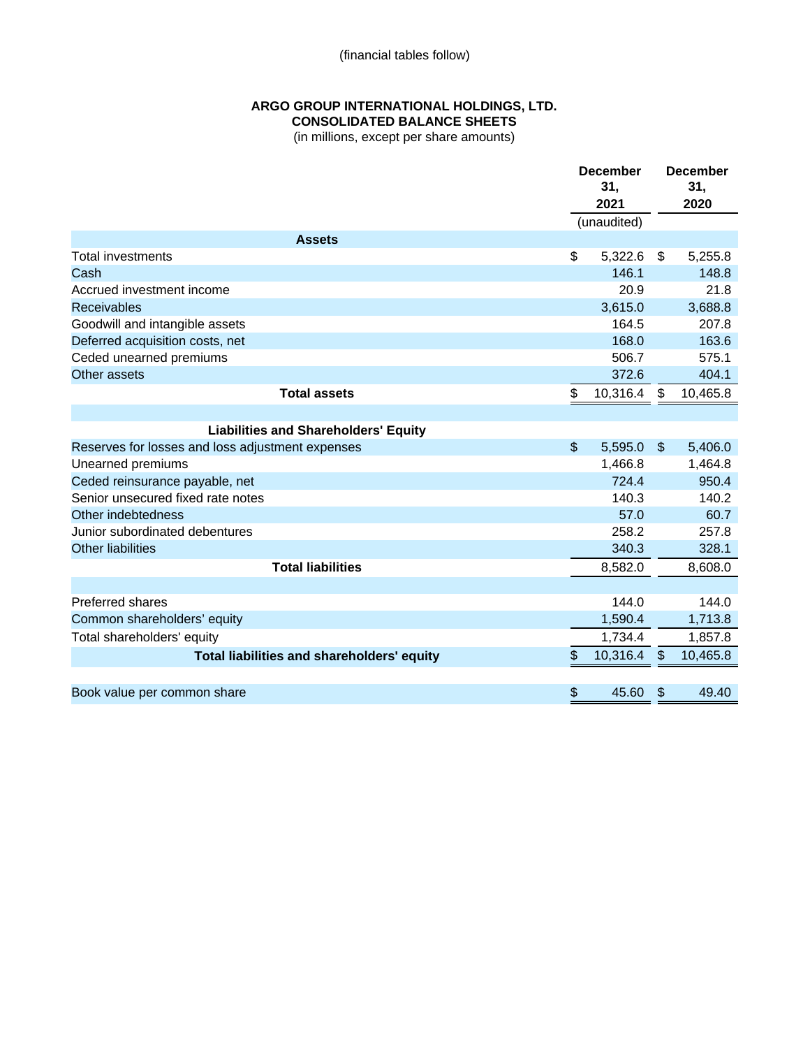(financial tables follow)

**ARGO GROUP INTERNATIONAL HOLDINGS, LTD.**
**CONSOLIDATED BALANCE SHEETS**
(in millions, except per share amounts)

| | December 31, 2021 | December 31, 2020 |
|---|---|---|
| | (unaudited) | |
| **Assets** | | |
| Total investments | $ 5,322.6 | $ 5,255.8 |
| Cash | 146.1 | 148.8 |
| Accrued investment income | 20.9 | 21.8 |
| Receivables | 3,615.0 | 3,688.8 |
| Goodwill and intangible assets | 164.5 | 207.8 |
| Deferred acquisition costs, net | 168.0 | 163.6 |
| Ceded unearned premiums | 506.7 | 575.1 |
| Other assets | 372.6 | 404.1 |
| **Total assets** | $ 10,316.4 | $ 10,465.8 |
| | | |
| **Liabilities and Shareholders' Equity** | | |
| Reserves for losses and loss adjustment expenses | $ 5,595.0 | $ 5,406.0 |
| Unearned premiums | 1,466.8 | 1,464.8 |
| Ceded reinsurance payable, net | 724.4 | 950.4 |
| Senior unsecured fixed rate notes | 140.3 | 140.2 |
| Other indebtedness | 57.0 | 60.7 |
| Junior subordinated debentures | 258.2 | 257.8 |
| Other liabilities | 340.3 | 328.1 |
| **Total liabilities** | 8,582.0 | 8,608.0 |
| | | |
| Preferred shares | 144.0 | 144.0 |
| Common shareholders' equity | 1,590.4 | 1,713.8 |
| Total shareholders' equity | 1,734.4 | 1,857.8 |
| **Total liabilities and shareholders' equity** | $ 10,316.4 | $ 10,465.8 |
| | | |
| Book value per common share | $ 45.60 | $ 49.40 |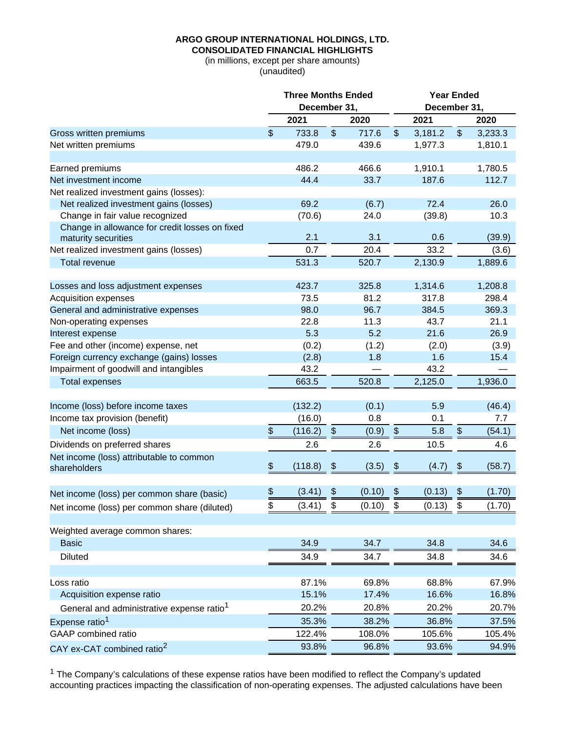**ARGO GROUP INTERNATIONAL HOLDINGS, LTD.**
**CONSOLIDATED FINANCIAL HIGHLIGHTS**
(in millions, except per share amounts)
(unaudited)

| | Three Months Ended December 31, | | Year Ended December 31, | |
|---|---|---|---|---|
| | 2021 | 2020 | 2021 | 2020 |
| Gross written premiums | $ 733.8 | $ 717.6 | $ 3,181.2 | $ 3,233.3 |
| Net written premiums | 479.0 | 439.6 | 1,977.3 | 1,810.1 |
| | | | | |
| Earned premiums | 486.2 | 466.6 | 1,910.1 | 1,780.5 |
| Net investment income | 44.4 | 33.7 | 187.6 | 112.7 |
| Net realized investment gains (losses): | | | | |
| Net realized investment gains (losses) | 69.2 | (6.7) | 72.4 | 26.0 |
| Change in fair value recognized | (70.6) | 24.0 | (39.8) | 10.3 |
| Change in allowance for credit losses on fixed maturity securities | 2.1 | 3.1 | 0.6 | (39.9) |
| Net realized investment gains (losses) | 0.7 | 20.4 | 33.2 | (3.6) |
| Total revenue | 531.3 | 520.7 | 2,130.9 | 1,889.6 |
| | | | | |
| Losses and loss adjustment expenses | 423.7 | 325.8 | 1,314.6 | 1,208.8 |
| Acquisition expenses | 73.5 | 81.2 | 317.8 | 298.4 |
| General and administrative expenses | 98.0 | 96.7 | 384.5 | 369.3 |
| Non-operating expenses | 22.8 | 11.3 | 43.7 | 21.1 |
| Interest expense | 5.3 | 5.2 | 21.6 | 26.9 |
| Fee and other (income) expense, net | (0.2) | (1.2) | (2.0) | (3.9) |
| Foreign currency exchange (gains) losses | (2.8) | 1.8 | 1.6 | 15.4 |
| Impairment of goodwill and intangibles | 43.2 | — | 43.2 | — |
| Total expenses | 663.5 | 520.8 | 2,125.0 | 1,936.0 |
| | | | | |
| Income (loss) before income taxes | (132.2) | (0.1) | 5.9 | (46.4) |
| Income tax provision (benefit) | (16.0) | 0.8 | 0.1 | 7.7 |
| Net income (loss) | $ (116.2) | $ (0.9) | $ 5.8 | $ (54.1) |
| Dividends on preferred shares | 2.6 | 2.6 | 10.5 | 4.6 |
| Net income (loss) attributable to common shareholders | $ (118.8) | $ (3.5) | $ (4.7) | $ (58.7) |
| | | | | |
| Net income (loss) per common share (basic) | $ (3.41) | $ (0.10) | $ (0.13) | $ (1.70) |
| Net income (loss) per common share (diluted) | $ (3.41) | $ (0.10) | $ (0.13) | $ (1.70) |
| | | | | |
| Weighted average common shares: | | | | |
| Basic | 34.9 | 34.7 | 34.8 | 34.6 |
| Diluted | 34.9 | 34.7 | 34.8 | 34.6 |
| | | | | |
| Loss ratio | 87.1% | 69.8% | 68.8% | 67.9% |
| Acquisition expense ratio | 15.1% | 17.4% | 16.6% | 16.8% |
| General and administrative expense ratio[1] | 20.2% | 20.8% | 20.2% | 20.7% |
| Expense ratio[1] | 35.3% | 38.2% | 36.8% | 37.5% |
| GAAP combined ratio | 122.4% | 108.0% | 105.6% | 105.4% |
| CAY ex-CAT combined ratio[2] | 93.8% | 96.8% | 93.6% | 94.9% |

[1] The Company's calculations of these expense ratios have been modified to reflect the Company's updated accounting practices impacting the classification of non-operating expenses. The adjusted calculations have been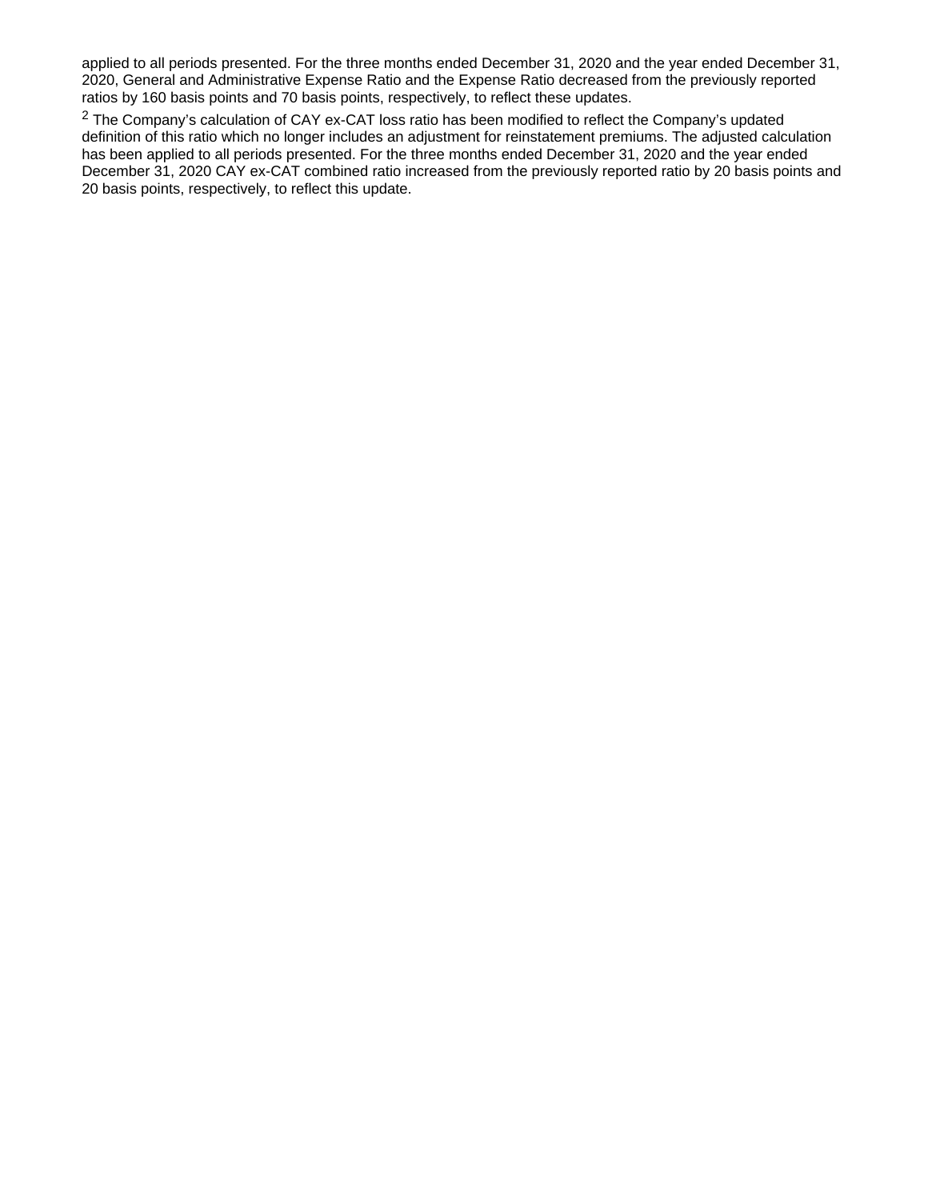applied to all periods presented. For the three months ended December 31, 2020 and the year ended December 31, 2020, General and Administrative Expense Ratio and the Expense Ratio decreased from the previously reported ratios by 160 basis points and 70 basis points, respectively, to reflect these updates.

[2] The Company's calculation of CAY ex-CAT loss ratio has been modified to reflect the Company's updated definition of this ratio which no longer includes an adjustment for reinstatement premiums. The adjusted calculation has been applied to all periods presented. For the three months ended December 31, 2020 and the year ended December 31, 2020 CAY ex-CAT combined ratio increased from the previously reported ratio by 20 basis points and 20 basis points, respectively, to reflect this update.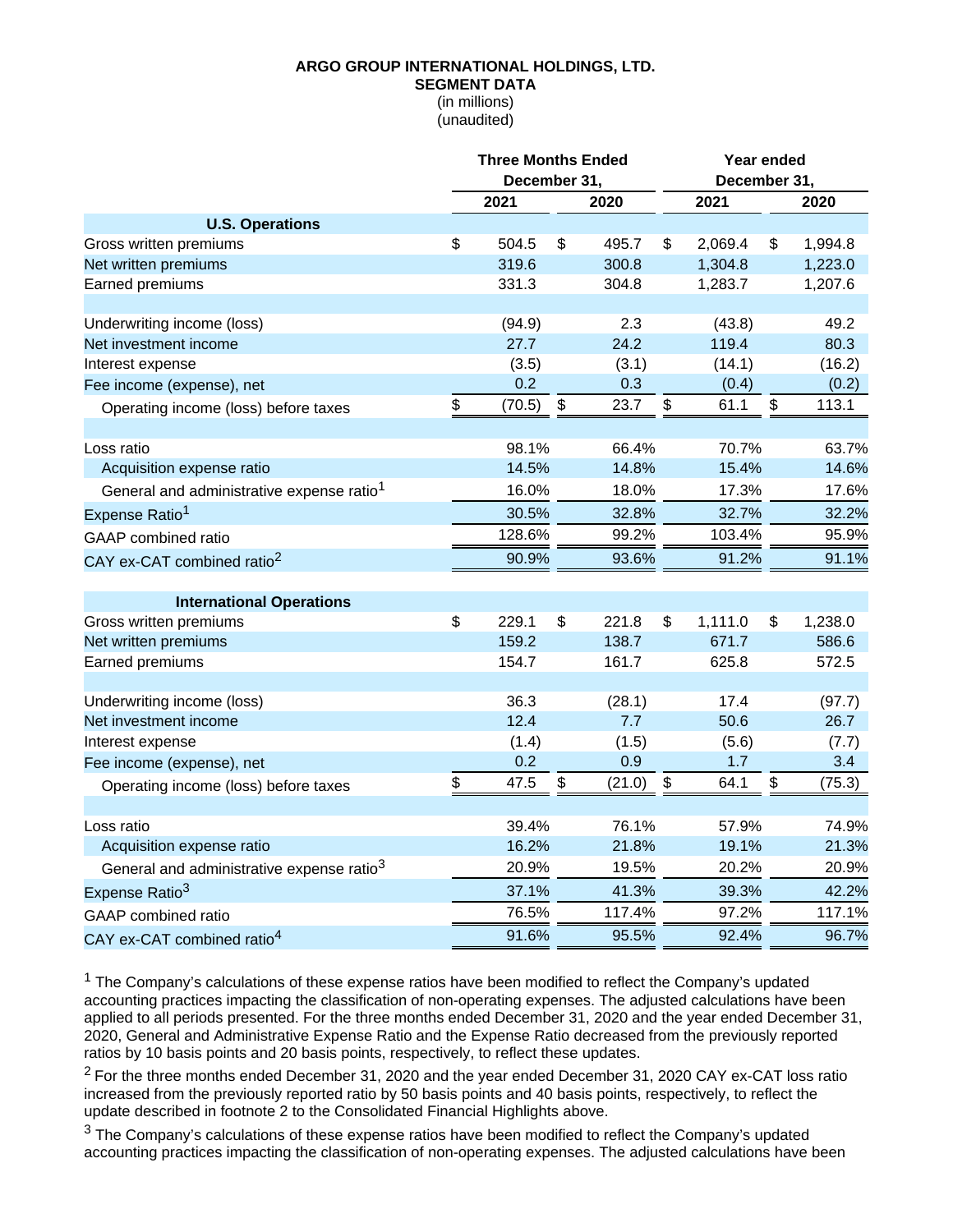**ARGO GROUP INTERNATIONAL HOLDINGS, LTD.**
**SEGMENT DATA**
(in millions)
(unaudited)

| | Three Months Ended December 31, | | Year ended December 31, | |
|---|---|---|---|---|
| | 2021 | 2020 | 2021 | 2020 |
| **U.S. Operations** | | | | |
| Gross written premiums | $ 504.5 | $ 495.7 | $ 2,069.4 | $ 1,994.8 |
| Net written premiums | 319.6 | 300.8 | 1,304.8 | 1,223.0 |
| Earned premiums | 331.3 | 304.8 | 1,283.7 | 1,207.6 |
| | | | | |
| Underwriting income (loss) | (94.9) | 2.3 | (43.8) | 49.2 |
| Net investment income | 27.7 | 24.2 | 119.4 | 80.3 |
| Interest expense | (3.5) | (3.1) | (14.1) | (16.2) |
| Fee income (expense), net | 0.2 | 0.3 | (0.4) | (0.2) |
| Operating income (loss) before taxes | $ (70.5) | $ 23.7 | $ 61.1 | $ 113.1 |
| | | | | |
| Loss ratio | 98.1% | 66.4% | 70.7% | 63.7% |
| Acquisition expense ratio | 14.5% | 14.8% | 15.4% | 14.6% |
| General and administrative expense ratio[1] | 16.0% | 18.0% | 17.3% | 17.6% |
| Expense Ratio[1] | 30.5% | 32.8% | 32.7% | 32.2% |
| GAAP combined ratio | 128.6% | 99.2% | 103.4% | 95.9% |
| CAY ex-CAT combined ratio[2] | 90.9% | 93.6% | 91.2% | 91.1% |
| | | | | |
| **International Operations** | | | | |
| Gross written premiums | $ 229.1 | $ 221.8 | $ 1,111.0 | $ 1,238.0 |
| Net written premiums | 159.2 | 138.7 | 671.7 | 586.6 |
| Earned premiums | 154.7 | 161.7 | 625.8 | 572.5 |
| | | | | |
| Underwriting income (loss) | 36.3 | (28.1) | 17.4 | (97.7) |
| Net investment income | 12.4 | 7.7 | 50.6 | 26.7 |
| Interest expense | (1.4) | (1.5) | (5.6) | (7.7) |
| Fee income (expense), net | 0.2 | 0.9 | 1.7 | 3.4 |
| Operating income (loss) before taxes | $ 47.5 | $ (21.0) | $ 64.1 | $ (75.3) |
| | | | | |
| Loss ratio | 39.4% | 76.1% | 57.9% | 74.9% |
| Acquisition expense ratio | 16.2% | 21.8% | 19.1% | 21.3% |
| General and administrative expense ratio[3] | 20.9% | 19.5% | 20.2% | 20.9% |
| Expense Ratio[3] | 37.1% | 41.3% | 39.3% | 42.2% |
| GAAP combined ratio | 76.5% | 117.4% | 97.2% | 117.1% |
| CAY ex-CAT combined ratio[4] | 91.6% | 95.5% | 92.4% | 96.7% |

[1] The Company's calculations of these expense ratios have been modified to reflect the Company's updated accounting practices impacting the classification of non-operating expenses. The adjusted calculations have been applied to all periods presented. For the three months ended December 31, 2020 and the year ended December 31, 2020, General and Administrative Expense Ratio and the Expense Ratio decreased from the previously reported ratios by 10 basis points and 20 basis points, respectively, to reflect these updates.

[2] For the three months ended December 31, 2020 and the year ended December 31, 2020 CAY ex-CAT loss ratio increased from the previously reported ratio by 50 basis points and 40 basis points, respectively, to reflect the update described in footnote 2 to the Consolidated Financial Highlights above.

[3] The Company's calculations of these expense ratios have been modified to reflect the Company's updated accounting practices impacting the classification of non-operating expenses. The adjusted calculations have been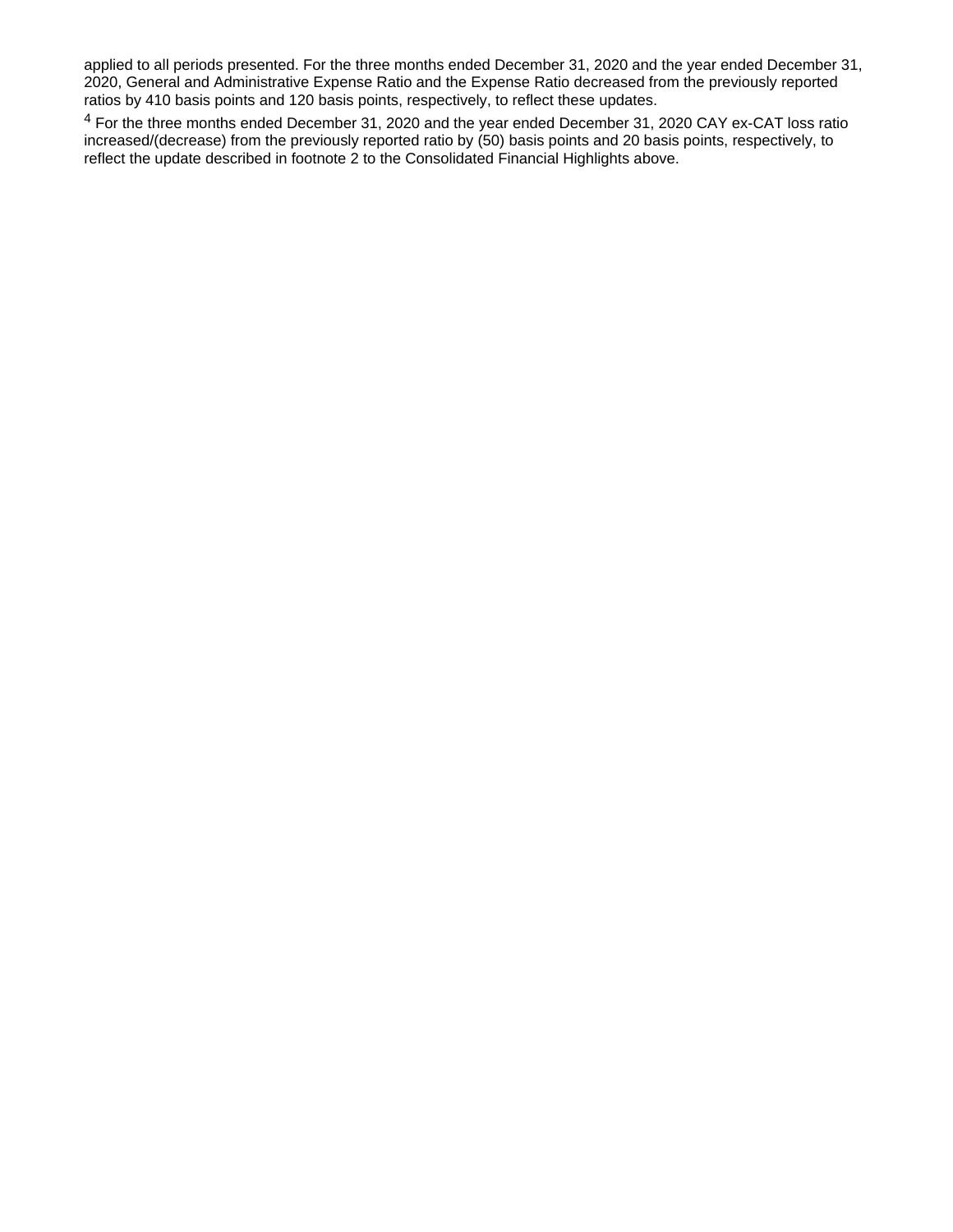applied to all periods presented. For the three months ended December 31, 2020 and the year ended December 31, 2020, General and Administrative Expense Ratio and the Expense Ratio decreased from the previously reported ratios by 410 basis points and 120 basis points, respectively, to reflect these updates.

[4] For the three months ended December 31, 2020 and the year ended December 31, 2020 CAY ex-CAT loss ratio increased/(decrease) from the previously reported ratio by (50) basis points and 20 basis points, respectively, to reflect the update described in footnote 2 to the Consolidated Financial Highlights above.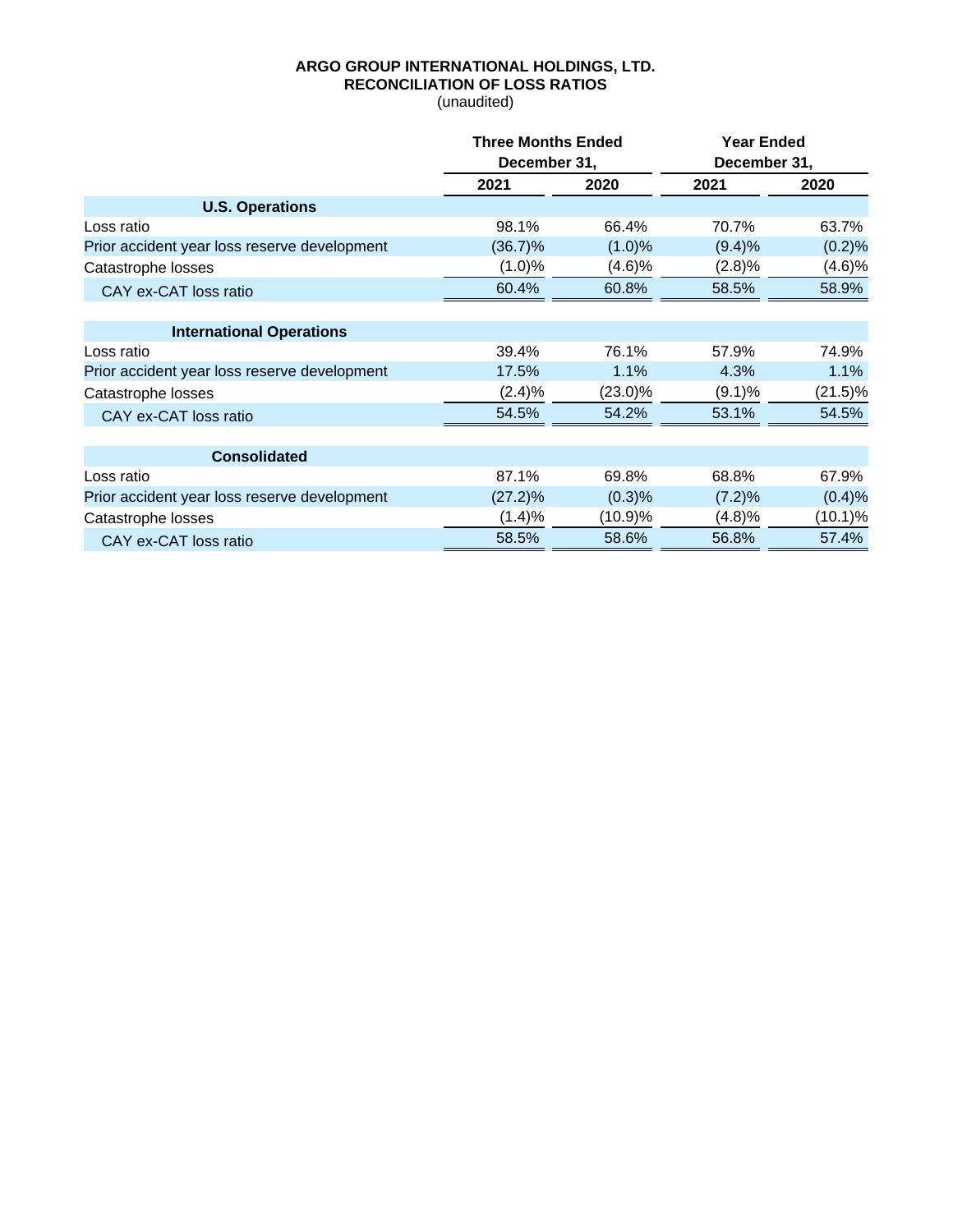**ARGO GROUP INTERNATIONAL HOLDINGS, LTD.**
**RECONCILIATION OF LOSS RATIOS**
(unaudited)

| | Three Months Ended December 31, | | Year Ended December 31, | |
|---|---|---|---|---|
| | **2021** | **2020** | **2021** | **2020** |
| **U.S. Operations** | | | | |
| Loss ratio | 98.1% | 66.4% | 70.7% | 63.7% |
| Prior accident year loss reserve development | (36.7)% | (1.0)% | (9.4)% | (0.2)% |
| Catastrophe losses | (1.0)% | (4.6)% | (2.8)% | (4.6)% |
| CAY ex-CAT loss ratio | 60.4% | 60.8% | 58.5% | 58.9% |
| **International Operations** | | | | |
| Loss ratio | 39.4% | 76.1% | 57.9% | 74.9% |
| Prior accident year loss reserve development | 17.5% | 1.1% | 4.3% | 1.1% |
| Catastrophe losses | (2.4)% | (23.0)% | (9.1)% | (21.5)% |
| CAY ex-CAT loss ratio | 54.5% | 54.2% | 53.1% | 54.5% |
| **Consolidated** | | | | |
| Loss ratio | 87.1% | 69.8% | 68.8% | 67.9% |
| Prior accident year loss reserve development | (27.2)% | (0.3)% | (7.2)% | (0.4)% |
| Catastrophe losses | (1.4)% | (10.9)% | (4.8)% | (10.1)% |
| CAY ex-CAT loss ratio | 58.5% | 58.6% | 56.8% | 57.4% |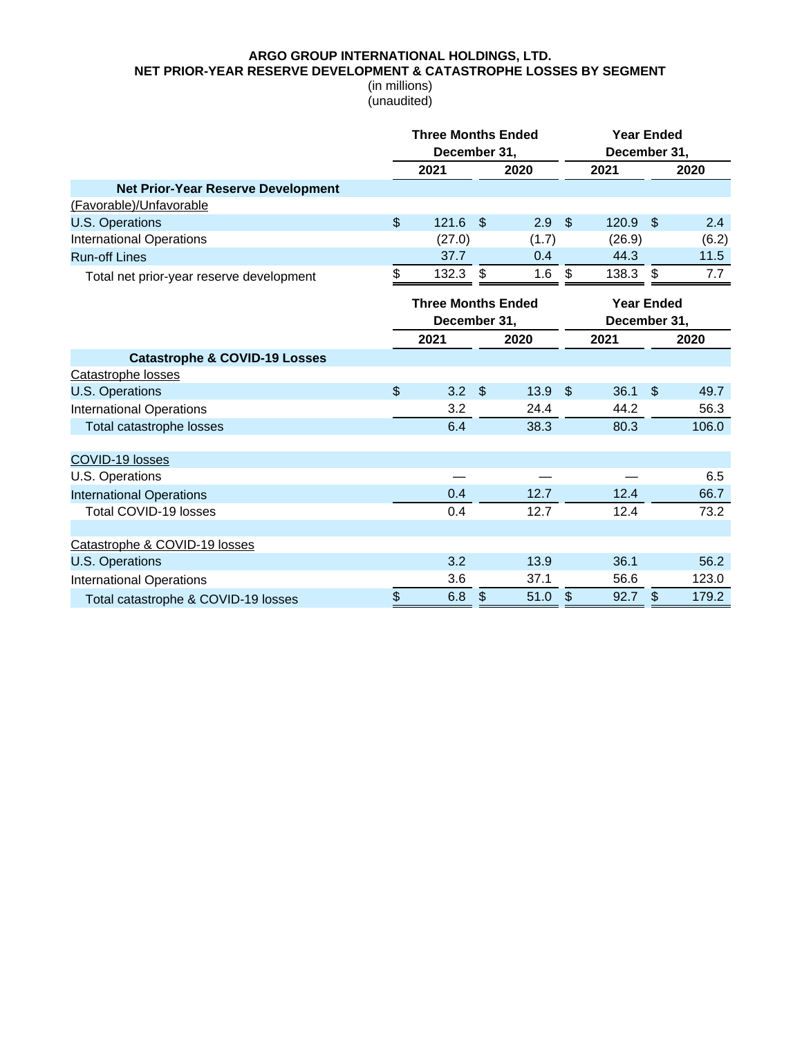**ARGO GROUP INTERNATIONAL HOLDINGS, LTD.**
**NET PRIOR-YEAR RESERVE DEVELOPMENT & CATASTROPHE LOSSES BY SEGMENT**
(in millions)
(unaudited)

| | Three Months Ended December 31, | | Year Ended December 31, | |
|---|---|---|---|---|
| | 2021 | 2020 | 2021 | 2020 |
| **Net Prior-Year Reserve Development** | | | | |
| (Favorable)/Unfavorable | | | | |
| U.S. Operations | $ 121.6 | $ 2.9 | $ 120.9 | $ 2.4 |
| International Operations | (27.0) | (1.7) | (26.9) | (6.2) |
| Run-off Lines | 37.7 | 0.4 | 44.3 | 11.5 |
| Total net prior-year reserve development | $ 132.3 | $ 1.6 | $ 138.3 | $ 7.7 |

| | Three Months Ended December 31, | | Year Ended December 31, | |
|---|---|---|---|---|
| | 2021 | 2020 | 2021 | 2020 |
| **Catastrophe & COVID-19 Losses** | | | | |
| Catastrophe losses | | | | |
| U.S. Operations | $ 3.2 | $ 13.9 | $ 36.1 | $ 49.7 |
| International Operations | 3.2 | 24.4 | 44.2 | 56.3 |
| Total catastrophe losses | 6.4 | 38.3 | 80.3 | 106.0 |
| | | | | |
| COVID-19 losses | | | | |
| U.S. Operations | — | — | — | 6.5 |
| International Operations | 0.4 | 12.7 | 12.4 | 66.7 |
| Total COVID-19 losses | 0.4 | 12.7 | 12.4 | 73.2 |
| | | | | |
| Catastrophe & COVID-19 losses | | | | |
| U.S. Operations | 3.2 | 13.9 | 36.1 | 56.2 |
| International Operations | 3.6 | 37.1 | 56.6 | 123.0 |
| Total catastrophe & COVID-19 losses | $ 6.8 | $ 51.0 | $ 92.7 | $ 179.2 |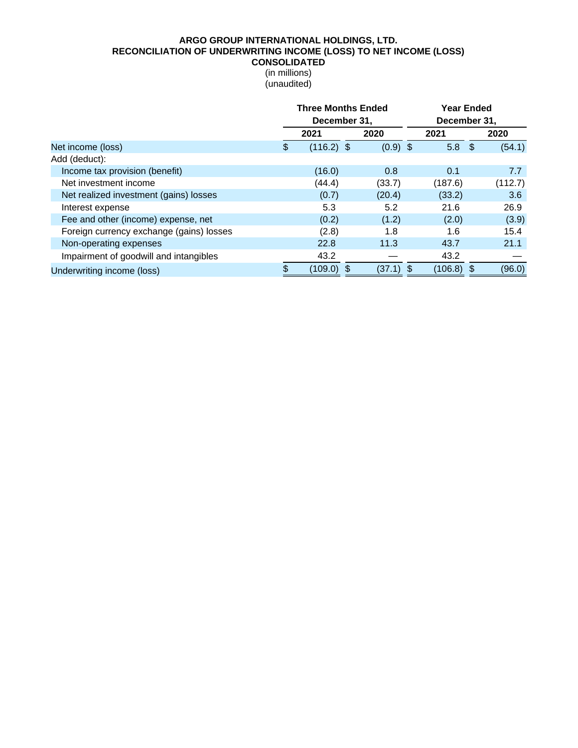**ARGO GROUP INTERNATIONAL HOLDINGS, LTD.**
**RECONCILIATION OF UNDERWRITING INCOME (LOSS) TO NET INCOME (LOSS)**
**CONSOLIDATED**
(in millions)
(unaudited)

| | Three Months Ended December 31, | | Year Ended December 31, | |
|---|---|---|---|---|
| | 2021 | 2020 | 2021 | 2020 |
| Net income (loss) | $ (116.2) | $ (0.9) | $ 5.8 | $ (54.1) |
| Add (deduct): | | | | |
| Income tax provision (benefit) | (16.0) | 0.8 | 0.1 | 7.7 |
| Net investment income | (44.4) | (33.7) | (187.6) | (112.7) |
| Net realized investment (gains) losses | (0.7) | (20.4) | (33.2) | 3.6 |
| Interest expense | 5.3 | 5.2 | 21.6 | 26.9 |
| Fee and other (income) expense, net | (0.2) | (1.2) | (2.0) | (3.9) |
| Foreign currency exchange (gains) losses | (2.8) | 1.8 | 1.6 | 15.4 |
| Non-operating expenses | 22.8 | 11.3 | 43.7 | 21.1 |
| Impairment of goodwill and intangibles | 43.2 | — | 43.2 | — |
| Underwriting income (loss) | $ (109.0) | $ (37.1) | $ (106.8) | $ (96.0) |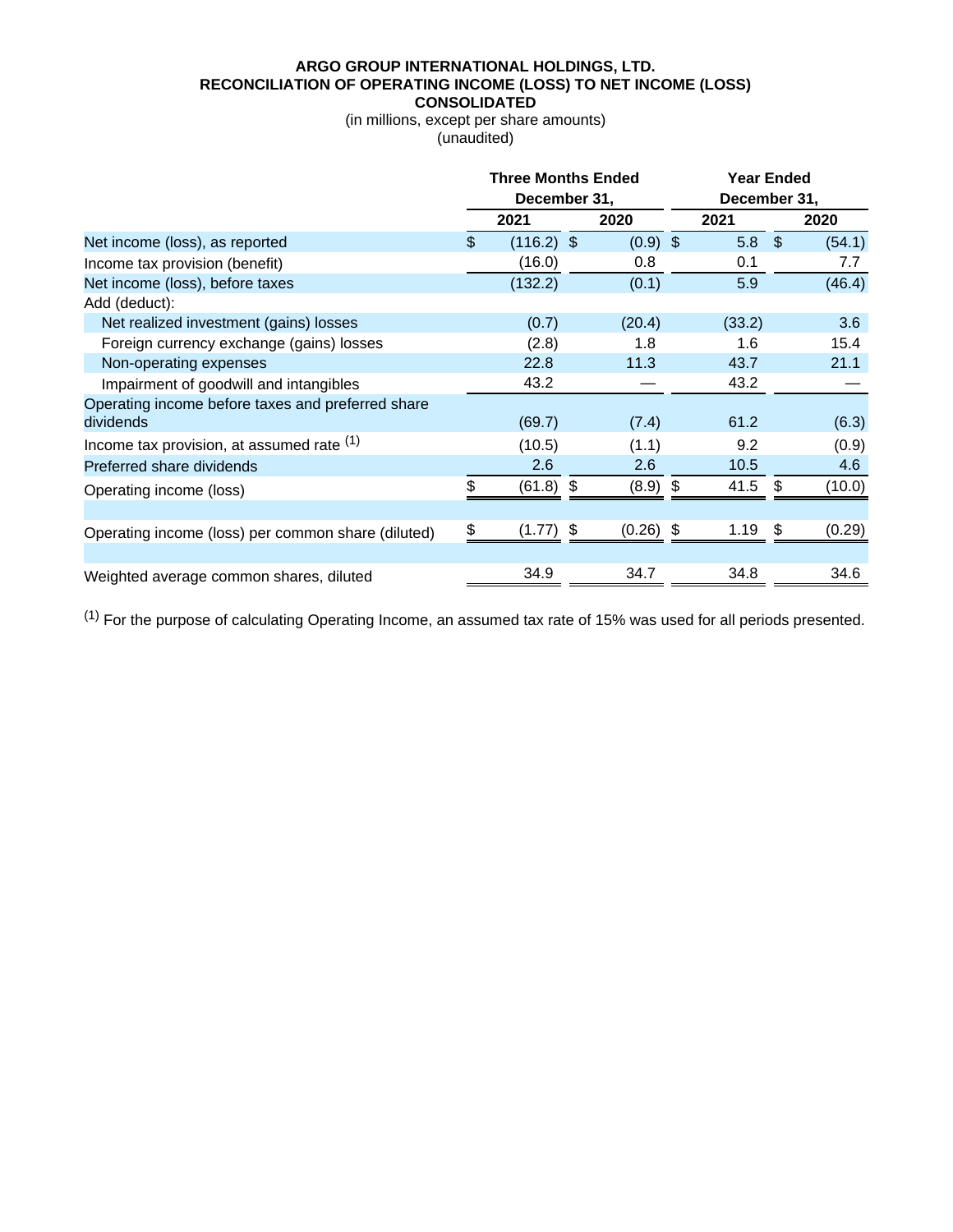**ARGO GROUP INTERNATIONAL HOLDINGS, LTD.**
**RECONCILIATION OF OPERATING INCOME (LOSS) TO NET INCOME (LOSS)**
**CONSOLIDATED**

(in millions, except per share amounts)
(unaudited)

| | Three Months Ended December 31, | | Year Ended December 31, | |
|---|---|---|---|---|
| | 2021 | 2020 | 2021 | 2020 |
| Net income (loss), as reported | $ (116.2) | $ (0.9) | $ 5.8 | $ (54.1) |
| Income tax provision (benefit) | (16.0) | 0.8 | 0.1 | 7.7 |
| Net income (loss), before taxes | (132.2) | (0.1) | 5.9 | (46.4) |
| Add (deduct): | | | | |
| Net realized investment (gains) losses | (0.7) | (20.4) | (33.2) | 3.6 |
| Foreign currency exchange (gains) losses | (2.8) | 1.8 | 1.6 | 15.4 |
| Non-operating expenses | 22.8 | 11.3 | 43.7 | 21.1 |
| Impairment of goodwill and intangibles | 43.2 | — | 43.2 | — |
| Operating income before taxes and preferred share dividends | (69.7) | (7.4) | 61.2 | (6.3) |
| Income tax provision, at assumed rate [1] | (10.5) | (1.1) | 9.2 | (0.9) |
| Preferred share dividends | 2.6 | 2.6 | 10.5 | 4.6 |
| Operating income (loss) | $ (61.8) | $ (8.9) | $ 41.5 | $ (10.0) |
| | | | | |
| Operating income (loss) per common share (diluted) | $ (1.77) | $ (0.26) | $ 1.19 | $ (0.29) |
| | | | | |
| Weighted average common shares, diluted | 34.9 | 34.7 | 34.8 | 34.6 |

[1] For the purpose of calculating Operating Income, an assumed tax rate of 15% was used for all periods presented.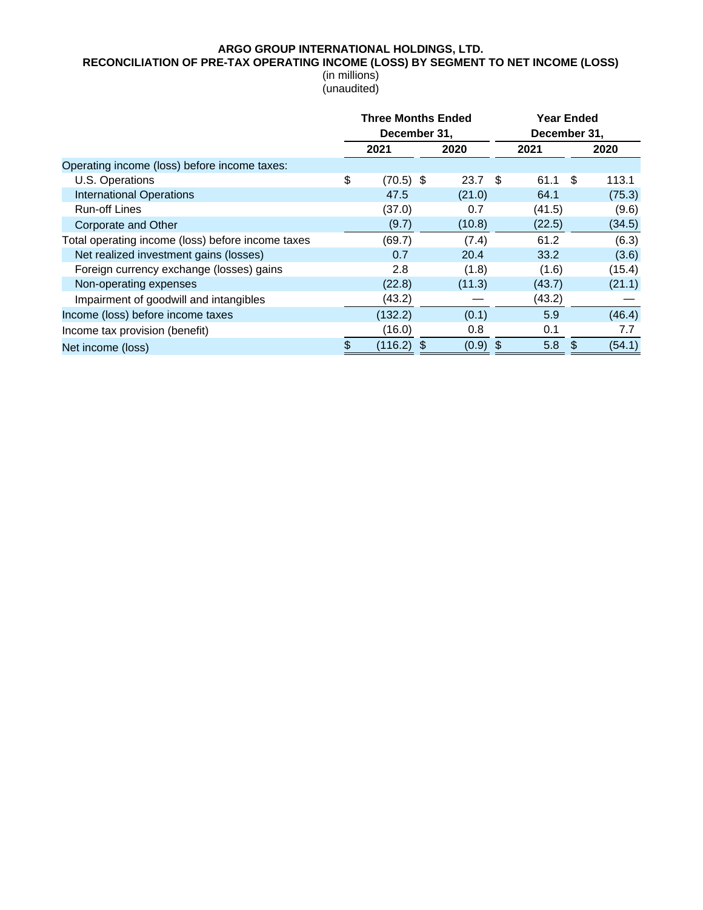**ARGO GROUP INTERNATIONAL HOLDINGS, LTD.**
**RECONCILIATION OF PRE-TAX OPERATING INCOME (LOSS) BY SEGMENT TO NET INCOME (LOSS)**
(in millions)
(unaudited)

| | Three Months Ended December 31, | | Year Ended December 31, | |
|---|---|---|---|---|
| | 2021 | 2020 | 2021 | 2020 |
| Operating income (loss) before income taxes: | | | | |
| U.S. Operations | $ (70.5) | $ 23.7 | $ 61.1 | $ 113.1 |
| International Operations | 47.5 | (21.0) | 64.1 | (75.3) |
| Run-off Lines | (37.0) | 0.7 | (41.5) | (9.6) |
| Corporate and Other | (9.7) | (10.8) | (22.5) | (34.5) |
| Total operating income (loss) before income taxes | (69.7) | (7.4) | 61.2 | (6.3) |
| Net realized investment gains (losses) | 0.7 | 20.4 | 33.2 | (3.6) |
| Foreign currency exchange (losses) gains | 2.8 | (1.8) | (1.6) | (15.4) |
| Non-operating expenses | (22.8) | (11.3) | (43.7) | (21.1) |
| Impairment of goodwill and intangibles | (43.2) | — | (43.2) | — |
| Income (loss) before income taxes | (132.2) | (0.1) | 5.9 | (46.4) |
| Income tax provision (benefit) | (16.0) | 0.8 | 0.1 | 7.7 |
| Net income (loss) | $ (116.2) | $ (0.9) | $ 5.8 | $ (54.1) |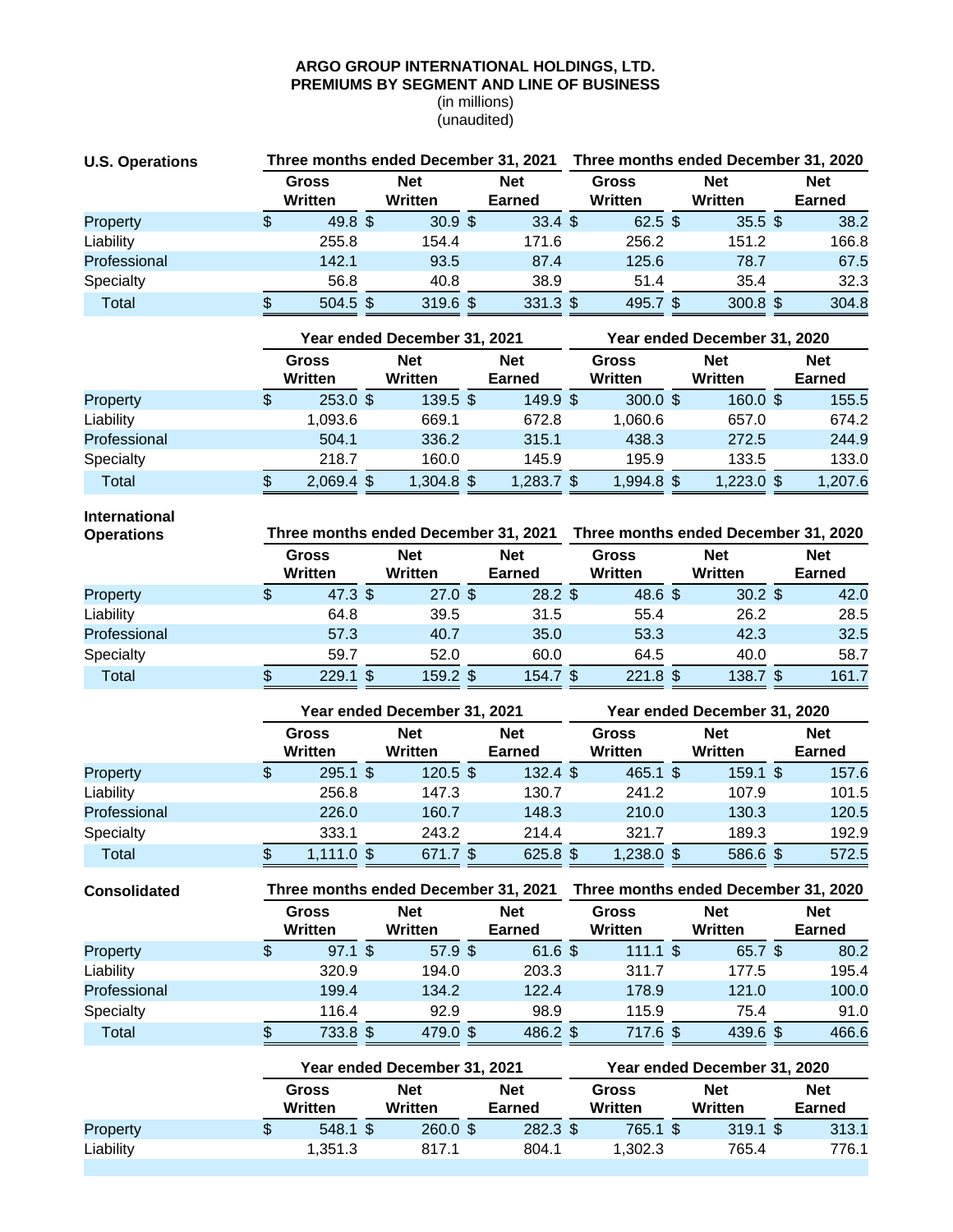**ARGO GROUP INTERNATIONAL HOLDINGS, LTD.**
**PREMIUMS BY SEGMENT AND LINE OF BUSINESS**
(in millions)
(unaudited)

| U.S. Operations | Three months ended December 31, 2021 | | | Three months ended December 31, 2020 | | |
|---|---|---|---|---|---|---|
| | Gross Written | Net Written | Net Earned | Gross Written | Net Written | Net Earned |
| Property | $ 49.8 | $ 30.9 | $ 33.4 | $ 62.5 | $ 35.5 | $ 38.2 |
| Liability | 255.8 | 154.4 | 171.6 | 256.2 | 151.2 | 166.8 |
| Professional | 142.1 | 93.5 | 87.4 | 125.6 | 78.7 | 67.5 |
| Specialty | 56.8 | 40.8 | 38.9 | 51.4 | 35.4 | 32.3 |
| Total | $ 504.5 | $ 319.6 | $ 331.3 | $ 495.7 | $ 300.8 | $ 304.8 |

| | Year ended December 31, 2021 | | | Year ended December 31, 2020 | | |
|---|---|---|---|---|---|---|
| | Gross Written | Net Written | Net Earned | Gross Written | Net Written | Net Earned |
| Property | $ 253.0 | $ 139.5 | $ 149.9 | $ 300.0 | $ 160.0 | $ 155.5 |
| Liability | 1,093.6 | 669.1 | 672.8 | 1,060.6 | 657.0 | 674.2 |
| Professional | 504.1 | 336.2 | 315.1 | 438.3 | 272.5 | 244.9 |
| Specialty | 218.7 | 160.0 | 145.9 | 195.9 | 133.5 | 133.0 |
| Total | $ 2,069.4 | $ 1,304.8 | $ 1,283.7 | $ 1,994.8 | $ 1,223.0 | $ 1,207.6 |

| International Operations | Three months ended December 31, 2021 | | | Three months ended December 31, 2020 | | |
|---|---|---|---|---|---|---|
| | Gross Written | Net Written | Net Earned | Gross Written | Net Written | Net Earned |
| Property | $ 47.3 | $ 27.0 | $ 28.2 | $ 48.6 | $ 30.2 | $ 42.0 |
| Liability | 64.8 | 39.5 | 31.5 | 55.4 | 26.2 | 28.5 |
| Professional | 57.3 | 40.7 | 35.0 | 53.3 | 42.3 | 32.5 |
| Specialty | 59.7 | 52.0 | 60.0 | 64.5 | 40.0 | 58.7 |
| Total | $ 229.1 | $ 159.2 | $ 154.7 | $ 221.8 | $ 138.7 | $ 161.7 |

| | Year ended December 31, 2021 | | | Year ended December 31, 2020 | | |
|---|---|---|---|---|---|---|
| | Gross Written | Net Written | Net Earned | Gross Written | Net Written | Net Earned |
| Property | $ 295.1 | $ 120.5 | $ 132.4 | $ 465.1 | $ 159.1 | $ 157.6 |
| Liability | 256.8 | 147.3 | 130.7 | 241.2 | 107.9 | 101.5 |
| Professional | 226.0 | 160.7 | 148.3 | 210.0 | 130.3 | 120.5 |
| Specialty | 333.1 | 243.2 | 214.4 | 321.7 | 189.3 | 192.9 |
| Total | $ 1,111.0 | $ 671.7 | $ 625.8 | $ 1,238.0 | $ 586.6 | $ 572.5 |

| Consolidated | Three months ended December 31, 2021 | | | Three months ended December 31, 2020 | | |
|---|---|---|---|---|---|---|
| | Gross Written | Net Written | Net Earned | Gross Written | Net Written | Net Earned |
| Property | $ 97.1 | $ 57.9 | $ 61.6 | $ 111.1 | $ 65.7 | $ 80.2 |
| Liability | 320.9 | 194.0 | 203.3 | 311.7 | 177.5 | 195.4 |
| Professional | 199.4 | 134.2 | 122.4 | 178.9 | 121.0 | 100.0 |
| Specialty | 116.4 | 92.9 | 98.9 | 115.9 | 75.4 | 91.0 |
| Total | $ 733.8 | $ 479.0 | $ 486.2 | $ 717.6 | $ 439.6 | $ 466.6 |

| | Year ended December 31, 2021 | | | Year ended December 31, 2020 | | |
|---|---|---|---|---|---|---|
| | Gross Written | Net Written | Net Earned | Gross Written | Net Written | Net Earned |
| Property | $ 548.1 | $ 260.0 | $ 282.3 | $ 765.1 | $ 319.1 | $ 313.1 |
| Liability | 1,351.3 | 817.1 | 804.1 | 1,302.3 | 765.4 | 776.1 |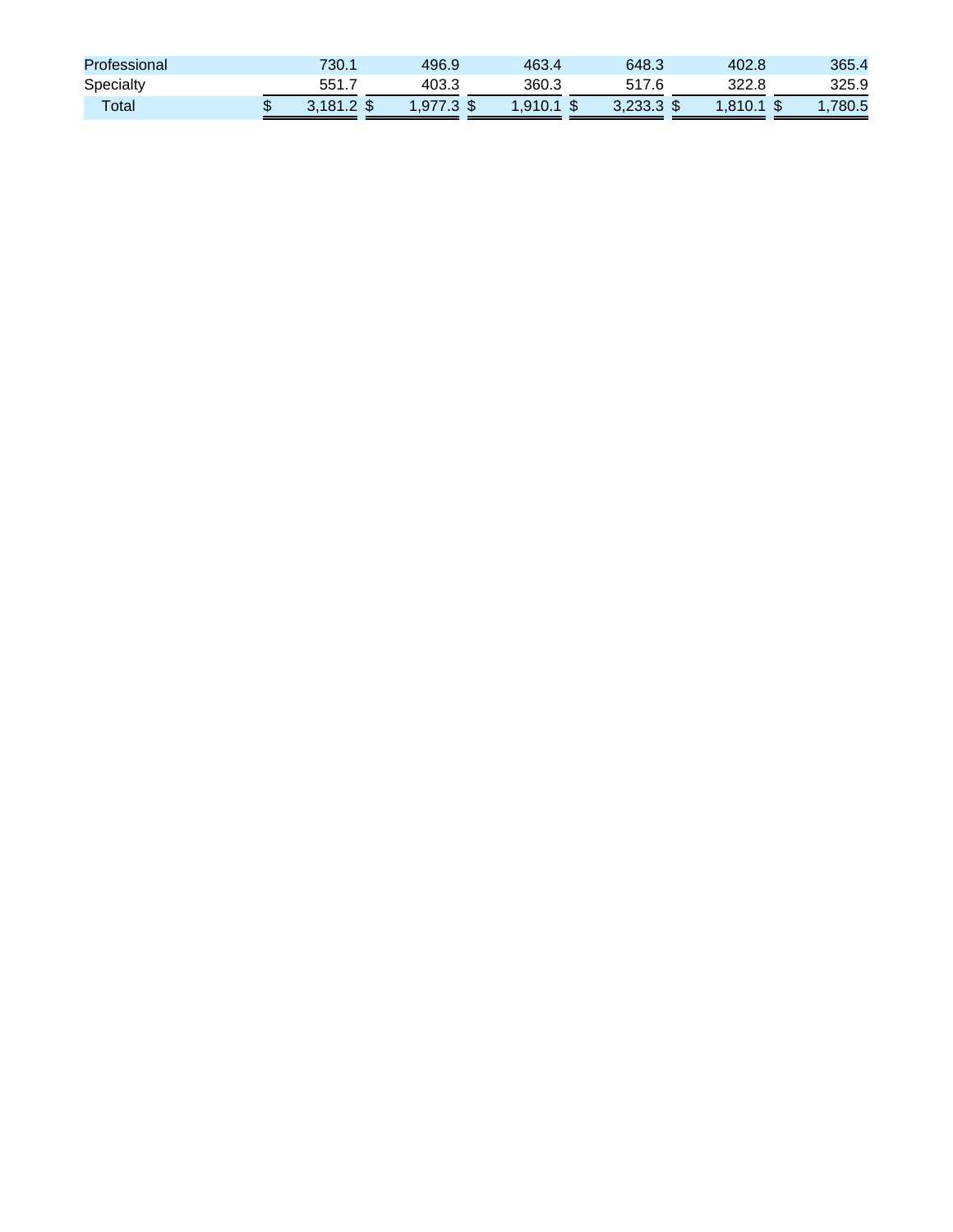| | | | | | | |
|---|---|---|---|---|---|---|
| Professional | 730.1 | 496.9 | 463.4 | 648.3 | 402.8 | 365.4 |
| Specialty | 551.7 | 403.3 | 360.3 | 517.6 | 322.8 | 325.9 |
| Total | $ 3,181.2 | $ 1,977.3 | $ 1,910.1 | $ 3,233.3 | $ 1,810.1 | $ 1,780.5 |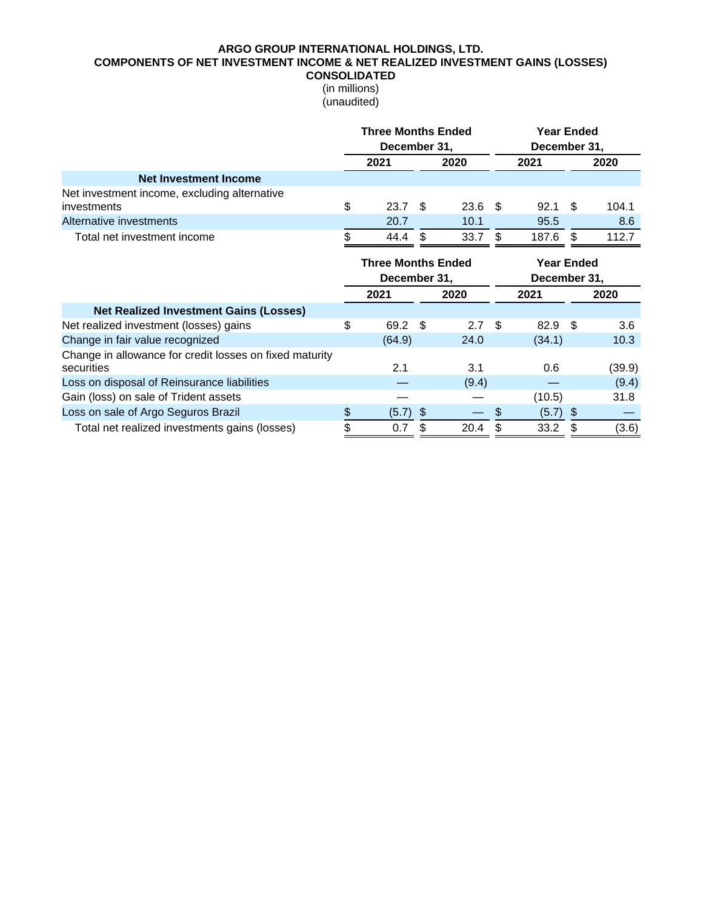# ARGO GROUP INTERNATIONAL HOLDINGS, LTD.
## COMPONENTS OF NET INVESTMENT INCOME & NET REALIZED INVESTMENT GAINS (LOSSES)
## CONSOLIDATED

(in millions)
(unaudited)

| | Three Months Ended December 31, | | Year Ended December 31, | |
|---|---|---|---|---|
| | 2021 | 2020 | 2021 | 2020 |
| **Net Investment Income** | | | | |
| Net investment income, excluding alternative investments | $ 23.7 | $ 23.6 | $ 92.1 | $ 104.1 |
| Alternative investments | 20.7 | 10.1 | 95.5 | 8.6 |
| Total net investment income | $ 44.4 | $ 33.7 | $ 187.6 | $ 112.7 |

| | Three Months Ended December 31, | | Year Ended December 31, | |
|---|---|---|---|---|
| | 2021 | 2020 | 2021 | 2020 |
| **Net Realized Investment Gains (Losses)** | | | | |
| Net realized investment (losses) gains | $ 69.2 | $ 2.7 | $ 82.9 | $ 3.6 |
| Change in fair value recognized | (64.9) | 24.0 | (34.1) | 10.3 |
| Change in allowance for credit losses on fixed maturity securities | 2.1 | 3.1 | 0.6 | (39.9) |
| Loss on disposal of Reinsurance liabilities | — | (9.4) | — | (9.4) |
| Gain (loss) on sale of Trident assets | — | — | (10.5) | 31.8 |
| Loss on sale of Argo Seguros Brazil | $ (5.7) | $ — | $ (5.7) | $ — |
| Total net realized investments gains (losses) | $ 0.7 | $ 20.4 | $ 33.2 | $ (3.6) |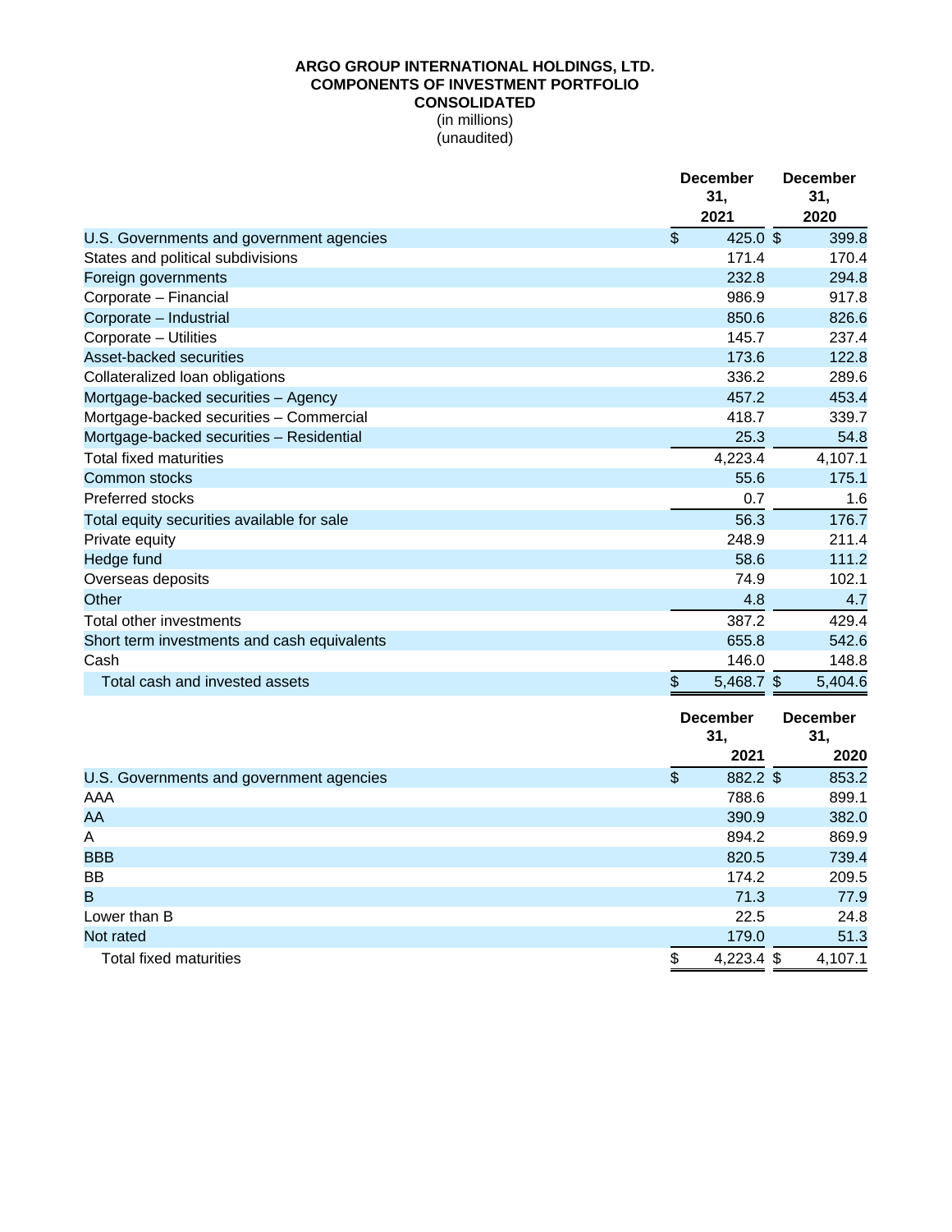**ARGO GROUP INTERNATIONAL HOLDINGS, LTD.**
**COMPONENTS OF INVESTMENT PORTFOLIO**
**CONSOLIDATED**
(in millions)
(unaudited)

| | December 31, 2021 | December 31, 2020 |
|---|---|---|
| U.S. Governments and government agencies | $ 425.0 | $ 399.8 |
| States and political subdivisions | 171.4 | 170.4 |
| Foreign governments | 232.8 | 294.8 |
| Corporate – Financial | 986.9 | 917.8 |
| Corporate – Industrial | 850.6 | 826.6 |
| Corporate – Utilities | 145.7 | 237.4 |
| Asset-backed securities | 173.6 | 122.8 |
| Collateralized loan obligations | 336.2 | 289.6 |
| Mortgage-backed securities – Agency | 457.2 | 453.4 |
| Mortgage-backed securities – Commercial | 418.7 | 339.7 |
| Mortgage-backed securities – Residential | 25.3 | 54.8 |
| Total fixed maturities | 4,223.4 | 4,107.1 |
| Common stocks | 55.6 | 175.1 |
| Preferred stocks | 0.7 | 1.6 |
| Total equity securities available for sale | 56.3 | 176.7 |
| Private equity | 248.9 | 211.4 |
| Hedge fund | 58.6 | 111.2 |
| Overseas deposits | 74.9 | 102.1 |
| Other | 4.8 | 4.7 |
| Total other investments | 387.2 | 429.4 |
| Short term investments and cash equivalents | 655.8 | 542.6 |
| Cash | 146.0 | 148.8 |
| Total cash and invested assets | $ 5,468.7 | $ 5,404.6 |

| | December 31, 2021 | December 31, 2020 |
|---|---|---|
| U.S. Governments and government agencies | $ 882.2 | $ 853.2 |
| AAA | 788.6 | 899.1 |
| AA | 390.9 | 382.0 |
| A | 894.2 | 869.9 |
| BBB | 820.5 | 739.4 |
| BB | 174.2 | 209.5 |
| B | 71.3 | 77.9 |
| Lower than B | 22.5 | 24.8 |
| Not rated | 179.0 | 51.3 |
| Total fixed maturities | $ 4,223.4 | $ 4,107.1 |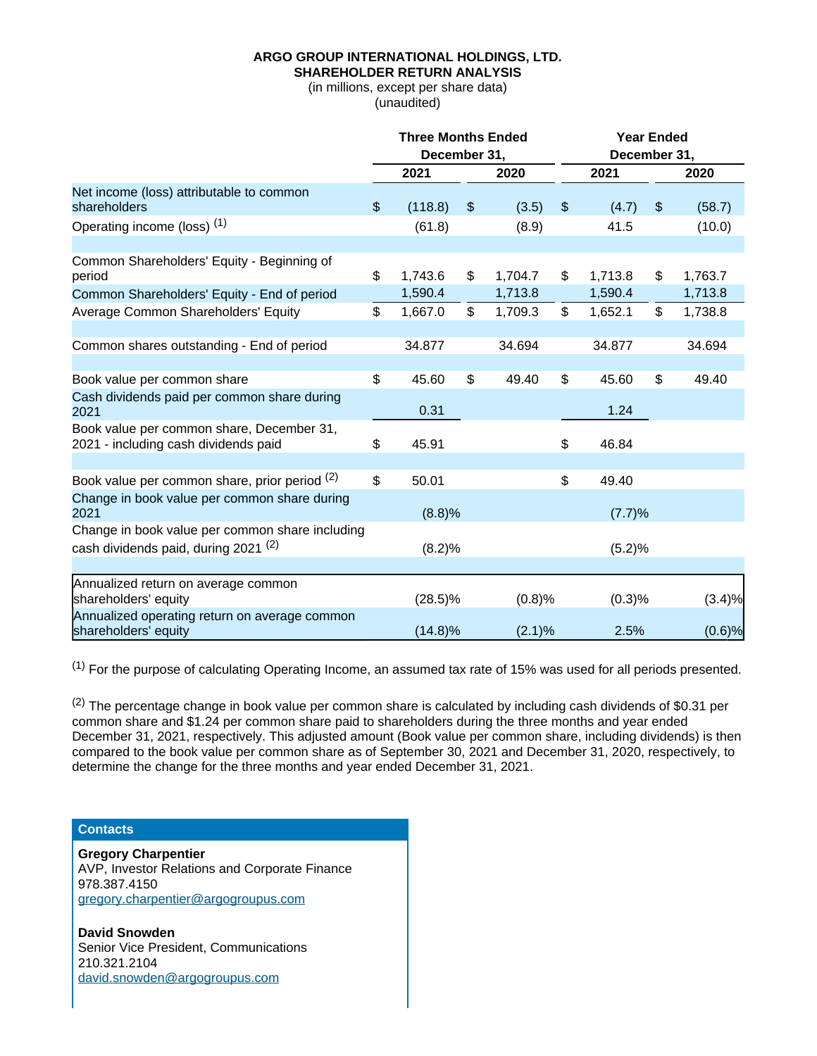**ARGO GROUP INTERNATIONAL HOLDINGS, LTD.**
**SHAREHOLDER RETURN ANALYSIS**
(in millions, except per share data)
(unaudited)

| | Three Months Ended December 31, | | Year Ended December 31, | |
|---|---|---|---|---|
| | 2021 | 2020 | 2021 | 2020 |
| Net income (loss) attributable to common shareholders | $ (118.8) | $ (3.5) | $ (4.7) | $ (58.7) |
| Operating income (loss) [(1)] | (61.8) | (8.9) | 41.5 | (10.0) |
| | | | | |
| Common Shareholders' Equity - Beginning of period | $ 1,743.6 | $ 1,704.7 | $ 1,713.8 | $ 1,763.7 |
| Common Shareholders' Equity - End of period | 1,590.4 | 1,713.8 | 1,590.4 | 1,713.8 |
| Average Common Shareholders' Equity | $ 1,667.0 | $ 1,709.3 | $ 1,652.1 | $ 1,738.8 |
| | | | | |
| Common shares outstanding - End of period | 34.877 | 34.694 | 34.877 | 34.694 |
| | | | | |
| Book value per common share | $ 45.60 | $ 49.40 | $ 45.60 | $ 49.40 |
| Cash dividends paid per common share during 2021 | 0.31 | | 1.24 | |
| Book value per common share, December 31, 2021 - including cash dividends paid | $ 45.91 | | $ 46.84 | |
| | | | | |
| Book value per common share, prior period [(2)] | $ 50.01 | | $ 49.40 | |
| Change in book value per common share during 2021 | (8.8)% | | (7.7)% | |
| Change in book value per common share including cash dividends paid, during 2021 [(2)] | (8.2)% | | (5.2)% | |
| | | | | |
| Annualized return on average common shareholders' equity | (28.5)% | (0.8)% | (0.3)% | (3.4)% |
| Annualized operating return on average common shareholders' equity | (14.8)% | (2.1)% | 2.5% | (0.6)% |

[(1)] For the purpose of calculating Operating Income, an assumed tax rate of 15% was used for all periods presented.

[(2)] The percentage change in book value per common share is calculated by including cash dividends of $0.31 per common share and $1.24 per common share paid to shareholders during the three months and year ended December 31, 2021, respectively. This adjusted amount (Book value per common share, including dividends) is then compared to the book value per common share as of September 30, 2021 and December 31, 2020, respectively, to determine the change for the three months and year ended December 31, 2021.

**Contacts**

**Gregory Charpentier**
AVP, Investor Relations and Corporate Finance
978.387.4150
gregory.charpentier@argogroupus.com

**David Snowden**
Senior Vice President, Communications
210.321.2104
david.snowden@argogroupus.com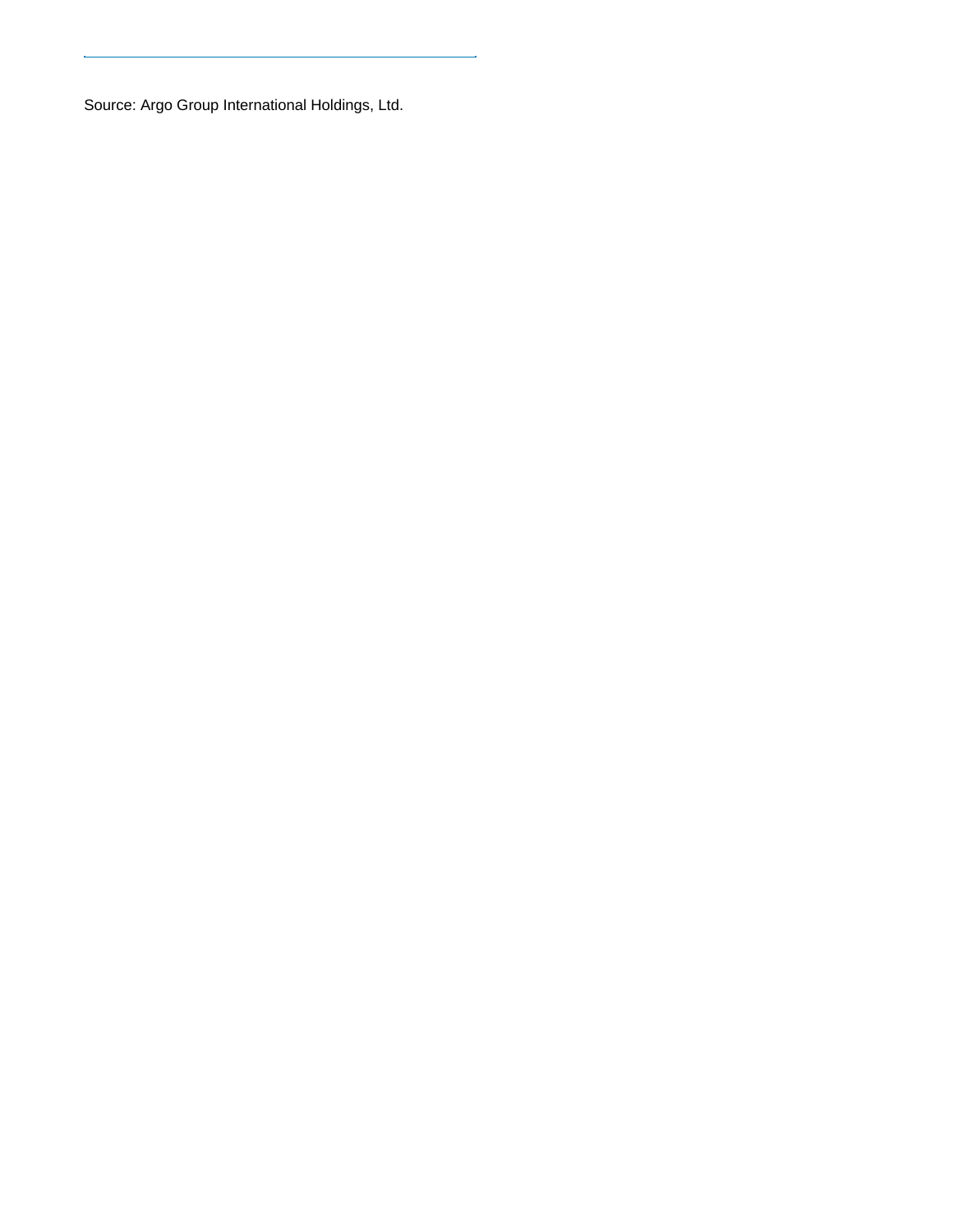Source: Argo Group International Holdings, Ltd.